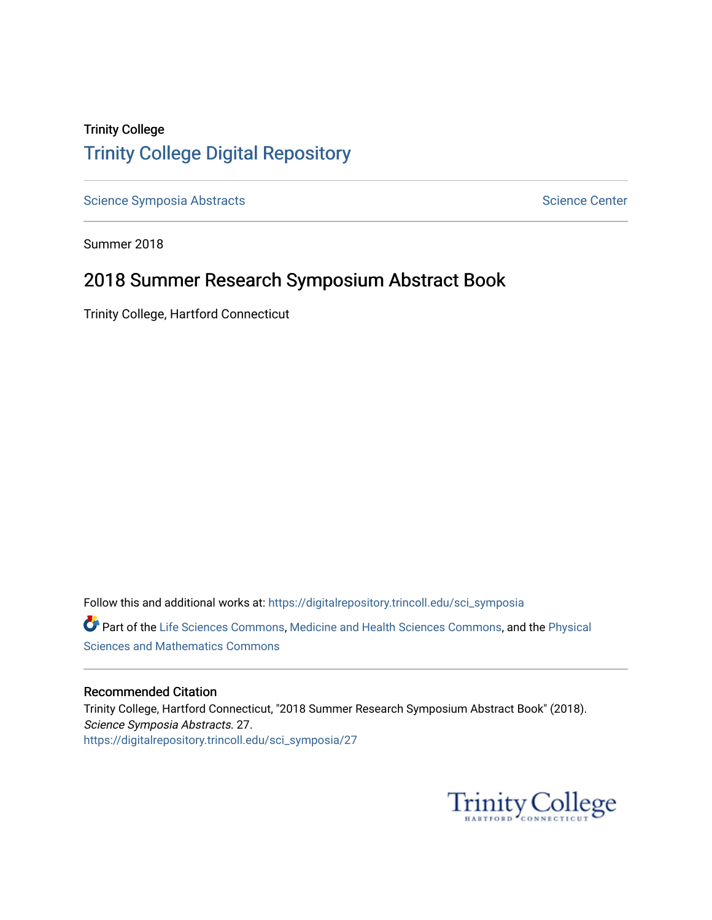Trinity College

# Trinity College Digital Repository

Science Symposia Abstracts | Science Center

Summer 2018

## 2018 Summer Research Symposium Abstract Book

Trinity College, Hartford Connecticut

Follow this and additional works at: https://digitalrepository.trincoll.edu/sci_symposia

Part of the Life Sciences Commons, Medicine and Health Sciences Commons, and the Physical Sciences and Mathematics Commons

### Recommended Citation

Trinity College, Hartford Connecticut, "2018 Summer Research Symposium Abstract Book" (2018). *Science Symposia Abstracts*. 27.
https://digitalrepository.trincoll.edu/sci_symposia/27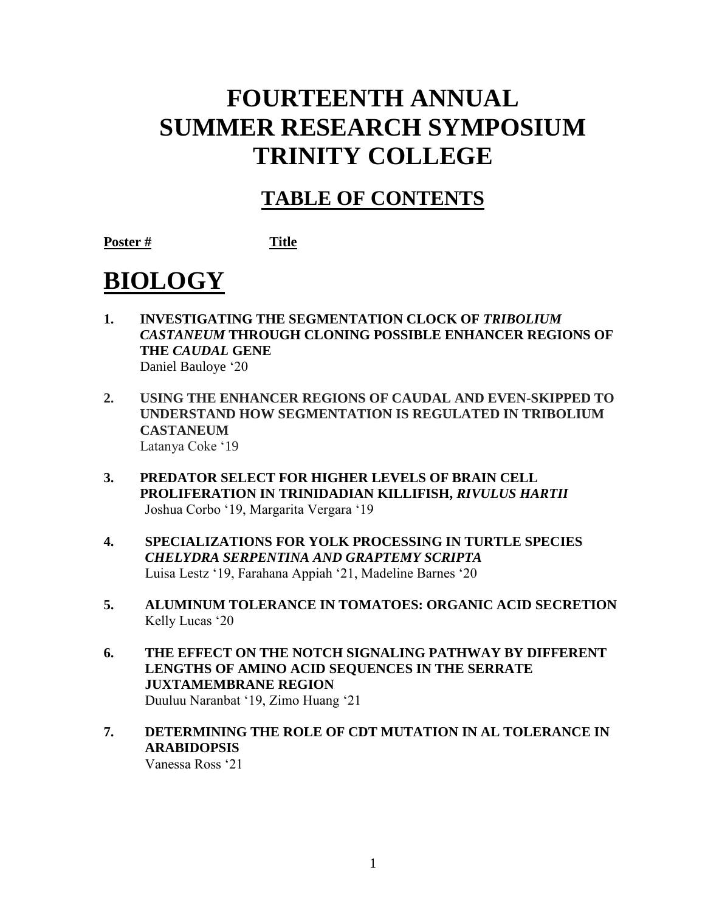# FOURTEENTH ANNUAL SUMMER RESEARCH SYMPOSIUM TRINITY COLLEGE

## TABLE OF CONTENTS

**Poster #** **Title**

# BIOLOGY

1. **INVESTIGATING THE SEGMENTATION CLOCK OF *TRIBOLIUM CASTANEUM* THROUGH CLONING POSSIBLE ENHANCER REGIONS OF THE *CAUDAL* GENE**
   Daniel Bauloye '20

2. **USING THE ENHANCER REGIONS OF CAUDAL AND EVEN-SKIPPED TO UNDERSTAND HOW SEGMENTATION IS REGULATED IN TRIBOLIUM CASTANEUM**
   Latanya Coke '19

3. **PREDATOR SELECT FOR HIGHER LEVELS OF BRAIN CELL PROLIFERATION IN TRINIDADIAN KILLIFISH, *RIVULUS HARTII***
   Joshua Corbo '19, Margarita Vergara '19

4. **SPECIALIZATIONS FOR YOLK PROCESSING IN TURTLE SPECIES *CHELYDRA SERPENTINA AND GRAPTEMY SCRIPTA***
   Luisa Lestz '19, Farahana Appiah '21, Madeline Barnes '20

5. **ALUMINUM TOLERANCE IN TOMATOES: ORGANIC ACID SECRETION**
   Kelly Lucas '20

6. **THE EFFECT ON THE NOTCH SIGNALING PATHWAY BY DIFFERENT LENGTHS OF AMINO ACID SEQUENCES IN THE SERRATE JUXTAMEMBRANE REGION**
   Duuluu Naranbat '19, Zimo Huang '21

7. **DETERMINING THE ROLE OF CDT MUTATION IN AL TOLERANCE IN ARABIDOPSIS**
   Vanessa Ross '21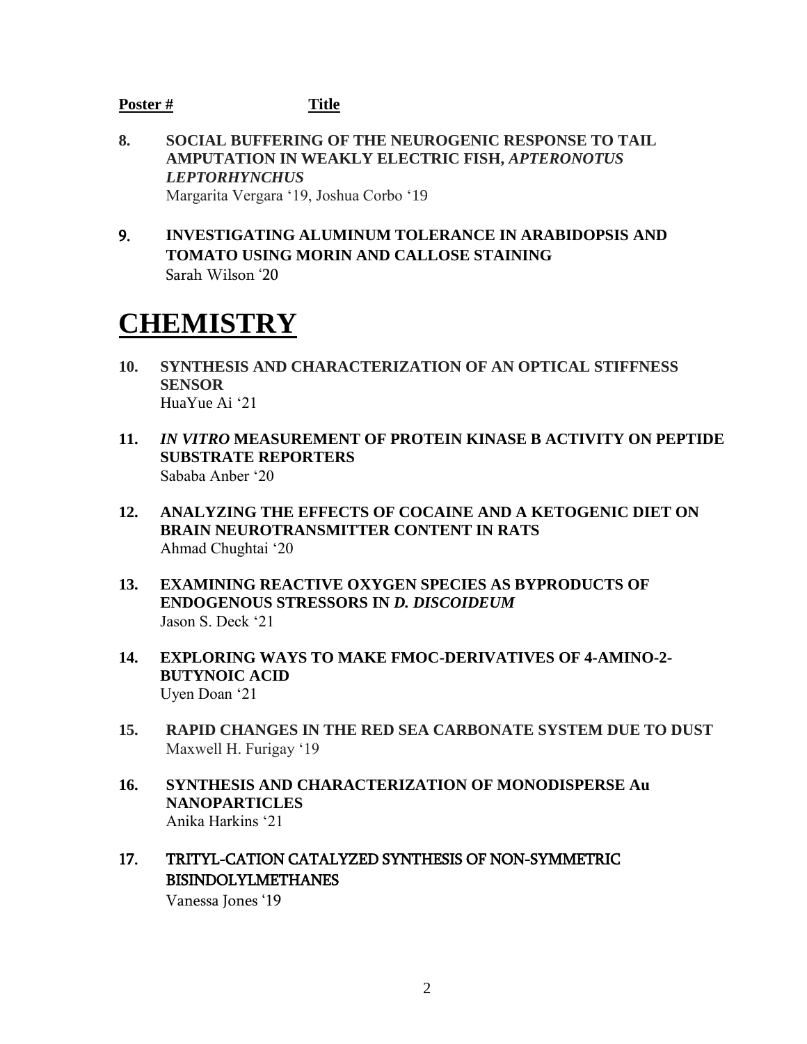**Poster #** **Title**

**8.** **SOCIAL BUFFERING OF THE NEUROGENIC RESPONSE TO TAIL AMPUTATION IN WEAKLY ELECTRIC FISH, *APTERONOTUS LEPTORHYNCHUS***
Margarita Vergara '19, Joshua Corbo '19

**9.** **INVESTIGATING ALUMINUM TOLERANCE IN ARABIDOPSIS AND TOMATO USING MORIN AND CALLOSE STAINING**
Sarah Wilson '20

# CHEMISTRY

**10.** **SYNTHESIS AND CHARACTERIZATION OF AN OPTICAL STIFFNESS SENSOR**
HuaYue Ai '21

**11.** ***IN VITRO* MEASUREMENT OF PROTEIN KINASE B ACTIVITY ON PEPTIDE SUBSTRATE REPORTERS**
Sababa Anber '20

**12.** **ANALYZING THE EFFECTS OF COCAINE AND A KETOGENIC DIET ON BRAIN NEUROTRANSMITTER CONTENT IN RATS**
Ahmad Chughtai '20

**13.** **EXAMINING REACTIVE OXYGEN SPECIES AS BYPRODUCTS OF ENDOGENOUS STRESSORS IN *D. DISCOIDEUM***
Jason S. Deck '21

**14.** **EXPLORING WAYS TO MAKE FMOC-DERIVATIVES OF 4-AMINO-2-BUTYNOIC ACID**
Uyen Doan '21

**15.** **RAPID CHANGES IN THE RED SEA CARBONATE SYSTEM DUE TO DUST**
Maxwell H. Furigay '19

**16.** **SYNTHESIS AND CHARACTERIZATION OF MONODISPERSE Au NANOPARTICLES**
Anika Harkins '21

**17.** **TRITYL-CATION CATALYZED SYNTHESIS OF NON-SYMMETRIC BISINDOLYLMETHANES**
Vanessa Jones '19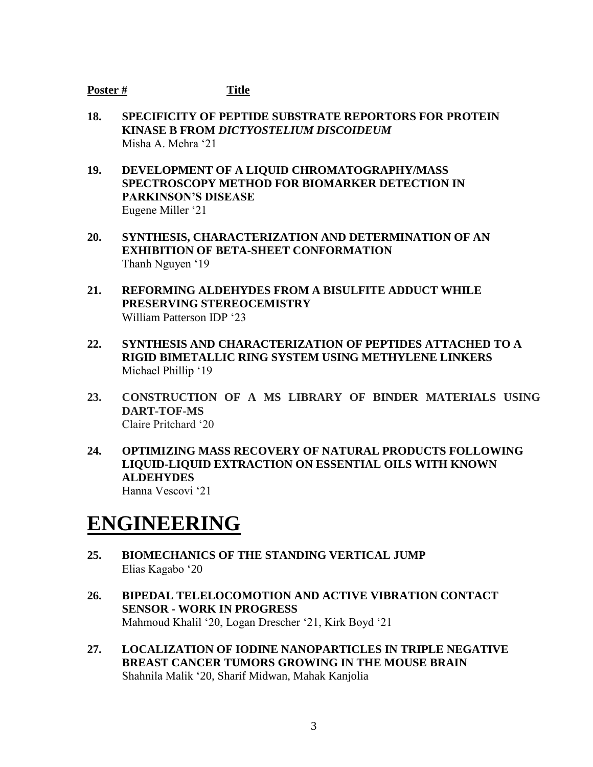**Poster #** **Title**

**18. SPECIFICITY OF PEPTIDE SUBSTRATE REPORTORS FOR PROTEIN KINASE B FROM *DICTYOSTELIUM DISCOIDEUM***
Misha A. Mehra '21

**19. DEVELOPMENT OF A LIQUID CHROMATOGRAPHY/MASS SPECTROSCOPY METHOD FOR BIOMARKER DETECTION IN PARKINSON'S DISEASE**
Eugene Miller '21

**20. SYNTHESIS, CHARACTERIZATION AND DETERMINATION OF AN EXHIBITION OF BETA-SHEET CONFORMATION**
Thanh Nguyen '19

**21. REFORMING ALDEHYDES FROM A BISULFITE ADDUCT WHILE PRESERVING STEREOCEMISTRY**
William Patterson IDP '23

**22. SYNTHESIS AND CHARACTERIZATION OF PEPTIDES ATTACHED TO A RIGID BIMETALLIC RING SYSTEM USING METHYLENE LINKERS**
Michael Phillip '19

**23. CONSTRUCTION OF A MS LIBRARY OF BINDER MATERIALS USING DART-TOF-MS**
Claire Pritchard '20

**24. OPTIMIZING MASS RECOVERY OF NATURAL PRODUCTS FOLLOWING LIQUID-LIQUID EXTRACTION ON ESSENTIAL OILS WITH KNOWN ALDEHYDES**
Hanna Vescovi '21

# ENGINEERING

**25. BIOMECHANICS OF THE STANDING VERTICAL JUMP**
Elias Kagabo '20

**26. BIPEDAL TELELOCOMOTION AND ACTIVE VIBRATION CONTACT SENSOR - WORK IN PROGRESS**
Mahmoud Khalil '20, Logan Drescher '21, Kirk Boyd '21

**27. LOCALIZATION OF IODINE NANOPARTICLES IN TRIPLE NEGATIVE BREAST CANCER TUMORS GROWING IN THE MOUSE BRAIN**
Shahnila Malik '20, Sharif Midwan, Mahak Kanjolia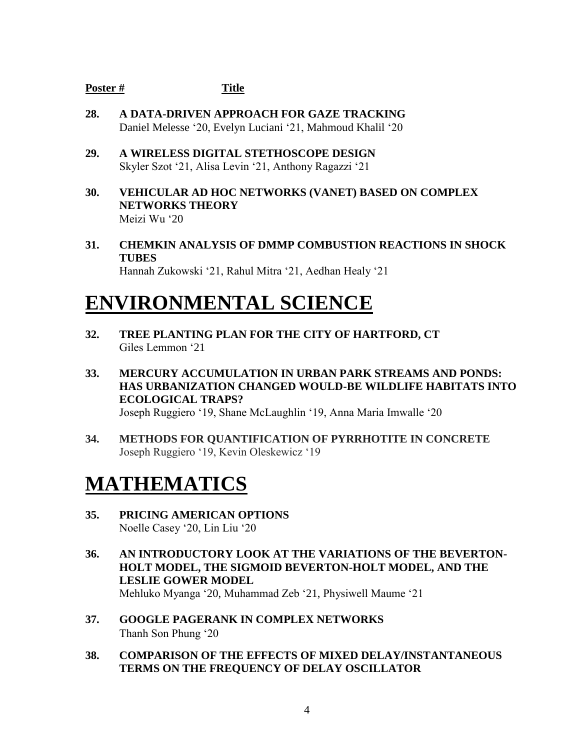**Poster #** **Title**

**28. A DATA-DRIVEN APPROACH FOR GAZE TRACKING**
Daniel Melesse '20, Evelyn Luciani '21, Mahmoud Khalil '20

**29. A WIRELESS DIGITAL STETHOSCOPE DESIGN**
Skyler Szot '21, Alisa Levin '21, Anthony Ragazzi '21

**30. VEHICULAR AD HOC NETWORKS (VANET) BASED ON COMPLEX NETWORKS THEORY**
Meizi Wu '20

**31. CHEMKIN ANALYSIS OF DMMP COMBUSTION REACTIONS IN SHOCK TUBES**
Hannah Zukowski '21, Rahul Mitra '21, Aedhan Healy '21

# ENVIRONMENTAL SCIENCE

**32. TREE PLANTING PLAN FOR THE CITY OF HARTFORD, CT**
Giles Lemmon '21

**33. MERCURY ACCUMULATION IN URBAN PARK STREAMS AND PONDS: HAS URBANIZATION CHANGED WOULD-BE WILDLIFE HABITATS INTO ECOLOGICAL TRAPS?**
Joseph Ruggiero '19, Shane McLaughlin '19, Anna Maria Imwalle '20

**34. METHODS FOR QUANTIFICATION OF PYRRHOTITE IN CONCRETE**
Joseph Ruggiero '19, Kevin Oleskewicz '19

# MATHEMATICS

**35. PRICING AMERICAN OPTIONS**
Noelle Casey '20, Lin Liu '20

**36. AN INTRODUCTORY LOOK AT THE VARIATIONS OF THE BEVERTON-HOLT MODEL, THE SIGMOID BEVERTON-HOLT MODEL, AND THE LESLIE GOWER MODEL**
Mehluko Myanga '20, Muhammad Zeb '21, Physiwell Maume '21

**37. GOOGLE PAGERANK IN COMPLEX NETWORKS**
Thanh Son Phung '20

**38. COMPARISON OF THE EFFECTS OF MIXED DELAY/INSTANTANEOUS TERMS ON THE FREQUENCY OF DELAY OSCILLATOR**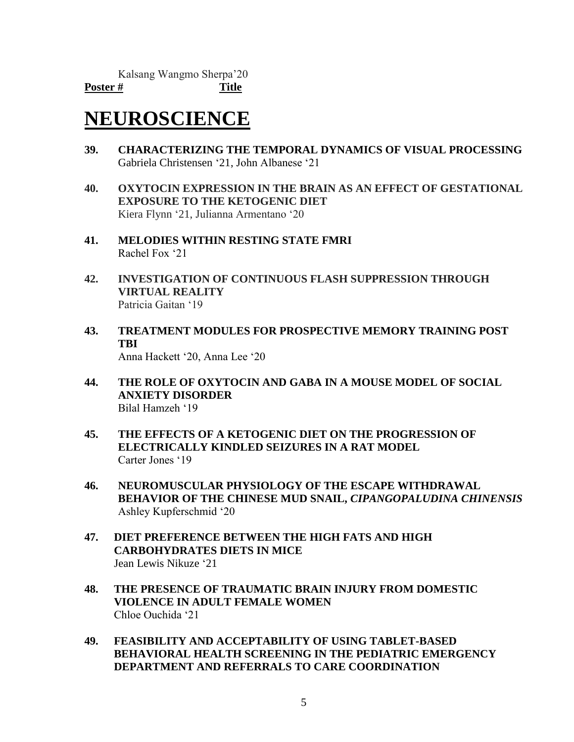Kalsang Wangmo Sherpa'20

**Poster #** **Title**

# NEUROSCIENCE

**39. CHARACTERIZING THE TEMPORAL DYNAMICS OF VISUAL PROCESSING**
Gabriela Christensen '21, John Albanese '21

**40. OXYTOCIN EXPRESSION IN THE BRAIN AS AN EFFECT OF GESTATIONAL EXPOSURE TO THE KETOGENIC DIET**
Kiera Flynn '21, Julianna Armentano '20

**41. MELODIES WITHIN RESTING STATE FMRI**
Rachel Fox '21

**42. INVESTIGATION OF CONTINUOUS FLASH SUPPRESSION THROUGH VIRTUAL REALITY**
Patricia Gaitan '19

**43. TREATMENT MODULES FOR PROSPECTIVE MEMORY TRAINING POST TBI**
Anna Hackett '20, Anna Lee '20

**44. THE ROLE OF OXYTOCIN AND GABA IN A MOUSE MODEL OF SOCIAL ANXIETY DISORDER**
Bilal Hamzeh '19

**45. THE EFFECTS OF A KETOGENIC DIET ON THE PROGRESSION OF ELECTRICALLY KINDLED SEIZURES IN A RAT MODEL**
Carter Jones '19

**46. NEUROMUSCULAR PHYSIOLOGY OF THE ESCAPE WITHDRAWAL BEHAVIOR OF THE CHINESE MUD SNAIL, *CIPANGOPALUDINA CHINENSIS***
Ashley Kupferschmid '20

**47. DIET PREFERENCE BETWEEN THE HIGH FATS AND HIGH CARBOHYDRATES DIETS IN MICE**
Jean Lewis Nikuze '21

**48. THE PRESENCE OF TRAUMATIC BRAIN INJURY FROM DOMESTIC VIOLENCE IN ADULT FEMALE WOMEN**
Chloe Ouchida '21

**49. FEASIBILITY AND ACCEPTABILITY OF USING TABLET-BASED BEHAVIORAL HEALTH SCREENING IN THE PEDIATRIC EMERGENCY DEPARTMENT AND REFERRALS TO CARE COORDINATION**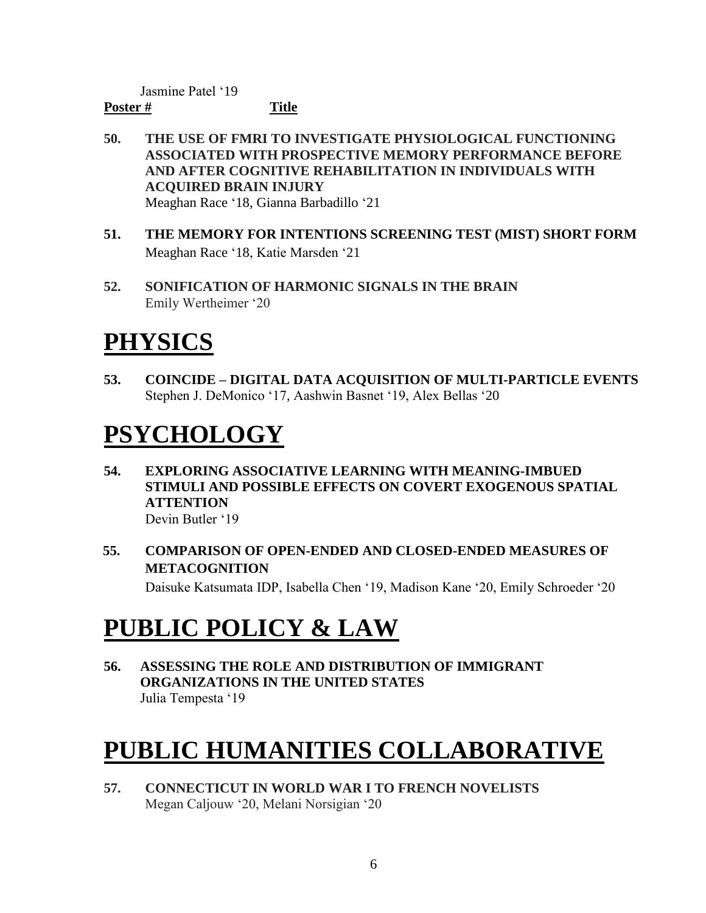Jasmine Patel ‘19

**Poster #** **Title**

**50. THE USE OF FMRI TO INVESTIGATE PHYSIOLOGICAL FUNCTIONING ASSOCIATED WITH PROSPECTIVE MEMORY PERFORMANCE BEFORE AND AFTER COGNITIVE REHABILITATION IN INDIVIDUALS WITH ACQUIRED BRAIN INJURY**
Meaghan Race ‘18, Gianna Barbadillo ‘21

**51. THE MEMORY FOR INTENTIONS SCREENING TEST (MIST) SHORT FORM**
Meaghan Race ‘18, Katie Marsden ‘21

**52. SONIFICATION OF HARMONIC SIGNALS IN THE BRAIN**
Emily Wertheimer ‘20

# PHYSICS

**53. COINCIDE – DIGITAL DATA ACQUISITION OF MULTI-PARTICLE EVENTS**
Stephen J. DeMonico ‘17, Aashwin Basnet ‘19, Alex Bellas ‘20

# PSYCHOLOGY

**54. EXPLORING ASSOCIATIVE LEARNING WITH MEANING-IMBUED STIMULI AND POSSIBLE EFFECTS ON COVERT EXOGENOUS SPATIAL ATTENTION**
Devin Butler ‘19

**55. COMPARISON OF OPEN-ENDED AND CLOSED-ENDED MEASURES OF METACOGNITION**
Daisuke Katsumata IDP, Isabella Chen ‘19, Madison Kane ‘20, Emily Schroeder ‘20

# PUBLIC POLICY & LAW

**56. ASSESSING THE ROLE AND DISTRIBUTION OF IMMIGRANT ORGANIZATIONS IN THE UNITED STATES**
Julia Tempesta ‘19

# PUBLIC HUMANITIES COLLABORATIVE

**57. CONNECTICUT IN WORLD WAR I TO FRENCH NOVELISTS**
Megan Caljouw ‘20, Melani Norsigian ‘20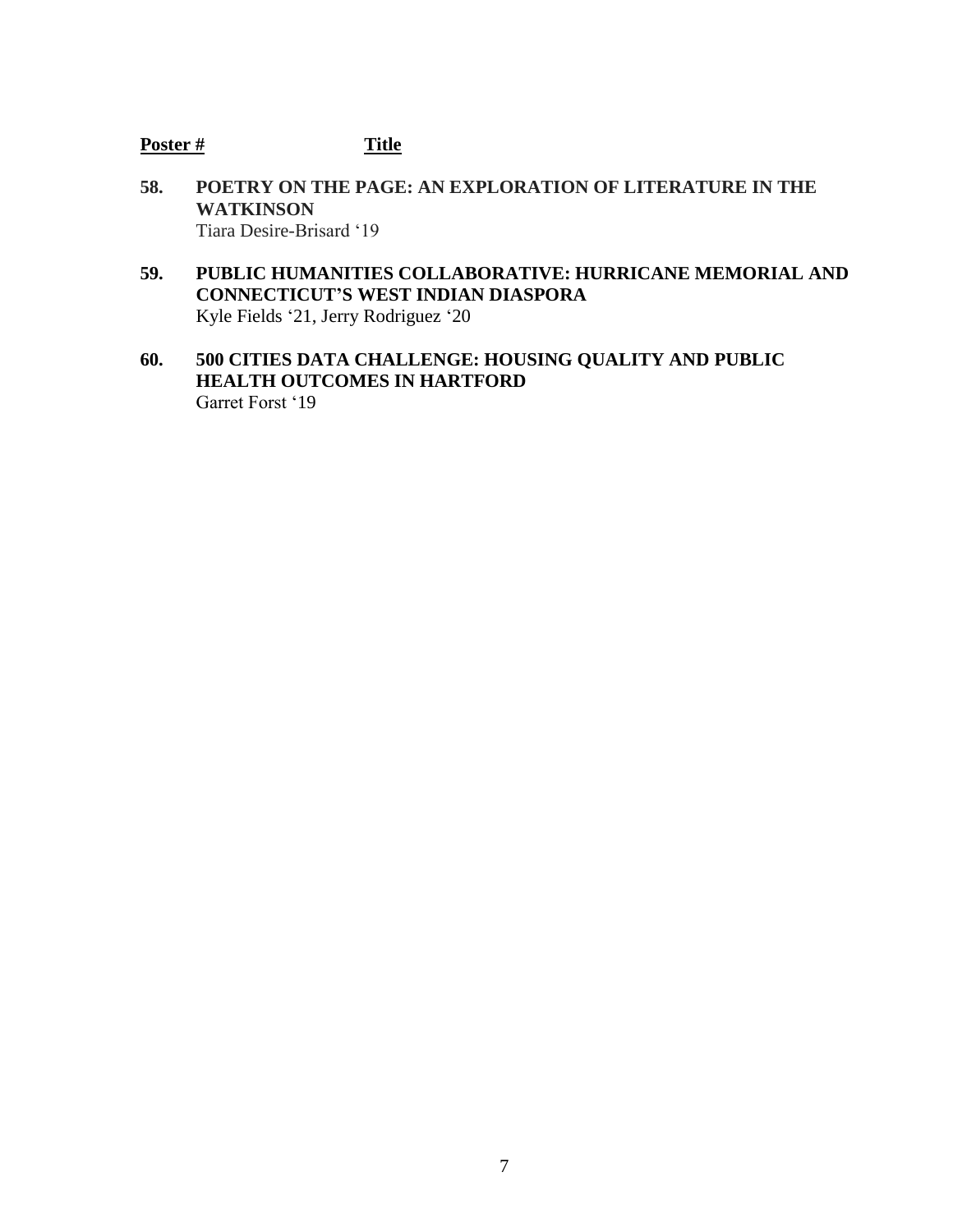**Poster #** **Title**

**58. POETRY ON THE PAGE: AN EXPLORATION OF LITERATURE IN THE WATKINSON**
Tiara Desire-Brisard '19

**59. PUBLIC HUMANITIES COLLABORATIVE: HURRICANE MEMORIAL AND CONNECTICUT'S WEST INDIAN DIASPORA**
Kyle Fields '21, Jerry Rodriguez '20

**60. 500 CITIES DATA CHALLENGE: HOUSING QUALITY AND PUBLIC HEALTH OUTCOMES IN HARTFORD**
Garret Forst '19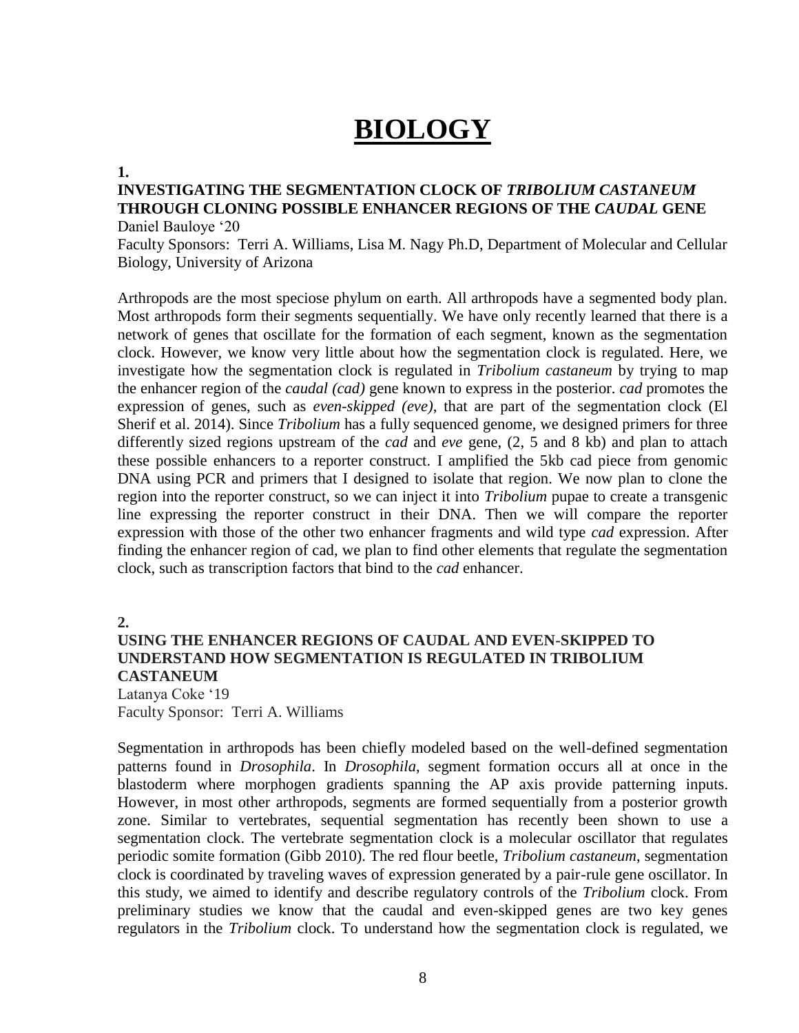# BIOLOGY

**1.**

**INVESTIGATING THE SEGMENTATION CLOCK OF *TRIBOLIUM CASTANEUM* THROUGH CLONING POSSIBLE ENHANCER REGIONS OF THE *CAUDAL* GENE**

Daniel Bauloye '20

Faculty Sponsors: Terri A. Williams, Lisa M. Nagy Ph.D, Department of Molecular and Cellular Biology, University of Arizona

Arthropods are the most speciose phylum on earth. All arthropods have a segmented body plan. Most arthropods form their segments sequentially. We have only recently learned that there is a network of genes that oscillate for the formation of each segment, known as the segmentation clock. However, we know very little about how the segmentation clock is regulated. Here, we investigate how the segmentation clock is regulated in *Tribolium castaneum* by trying to map the enhancer region of the *caudal (cad)* gene known to express in the posterior. *cad* promotes the expression of genes, such as *even-skipped (eve)*, that are part of the segmentation clock (El Sherif et al. 2014). Since *Tribolium* has a fully sequenced genome, we designed primers for three differently sized regions upstream of the *cad* and *eve* gene, (2, 5 and 8 kb) and plan to attach these possible enhancers to a reporter construct. I amplified the 5kb cad piece from genomic DNA using PCR and primers that I designed to isolate that region. We now plan to clone the region into the reporter construct, so we can inject it into *Tribolium* pupae to create a transgenic line expressing the reporter construct in their DNA. Then we will compare the reporter expression with those of the other two enhancer fragments and wild type *cad* expression. After finding the enhancer region of cad, we plan to find other elements that regulate the segmentation clock, such as transcription factors that bind to the *cad* enhancer.

**2.**

**USING THE ENHANCER REGIONS OF CAUDAL AND EVEN-SKIPPED TO UNDERSTAND HOW SEGMENTATION IS REGULATED IN TRIBOLIUM CASTANEUM**

Latanya Coke '19

Faculty Sponsor: Terri A. Williams

Segmentation in arthropods has been chiefly modeled based on the well-defined segmentation patterns found in *Drosophila*. In *Drosophila*, segment formation occurs all at once in the blastoderm where morphogen gradients spanning the AP axis provide patterning inputs. However, in most other arthropods, segments are formed sequentially from a posterior growth zone. Similar to vertebrates, sequential segmentation has recently been shown to use a segmentation clock. The vertebrate segmentation clock is a molecular oscillator that regulates periodic somite formation (Gibb 2010). The red flour beetle, *Tribolium castaneum*, segmentation clock is coordinated by traveling waves of expression generated by a pair-rule gene oscillator. In this study, we aimed to identify and describe regulatory controls of the *Tribolium* clock. From preliminary studies we know that the caudal and even-skipped genes are two key genes regulators in the *Tribolium* clock. To understand how the segmentation clock is regulated, we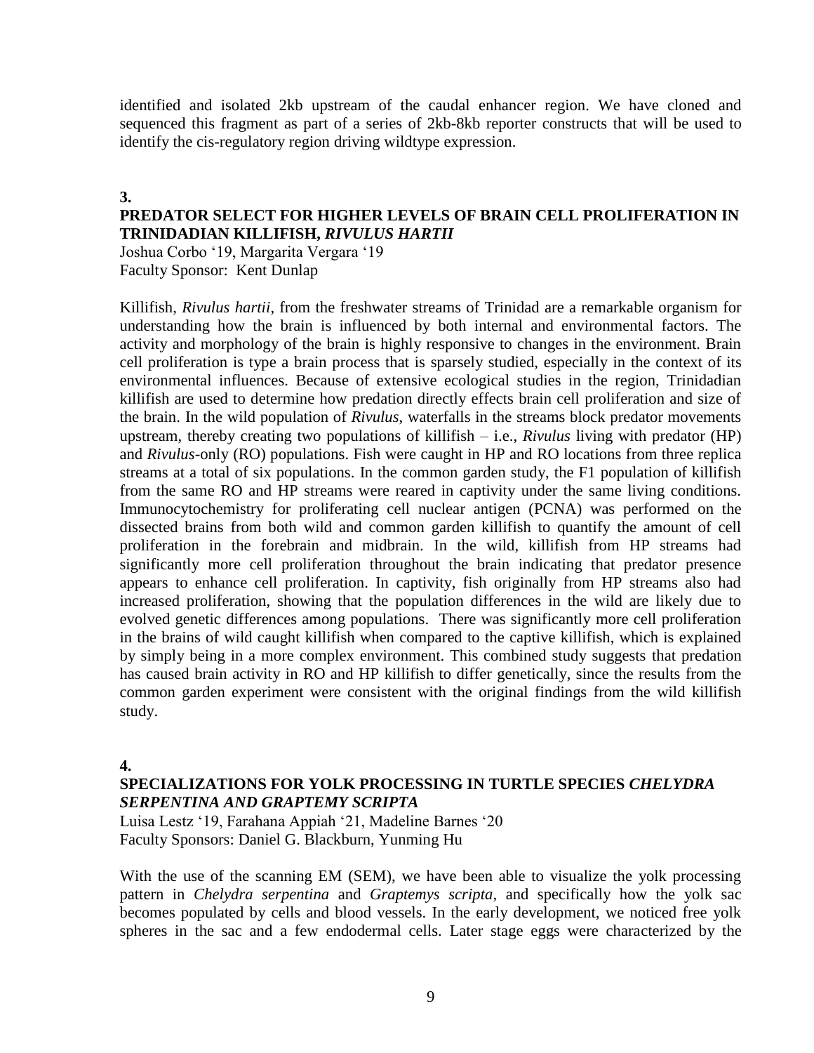identified and isolated 2kb upstream of the caudal enhancer region. We have cloned and sequenced this fragment as part of a series of 2kb-8kb reporter constructs that will be used to identify the cis-regulatory region driving wildtype expression.

**3.**

### PREDATOR SELECT FOR HIGHER LEVELS OF BRAIN CELL PROLIFERATION IN TRINIDADIAN KILLIFISH, *RIVULUS HARTII*

Joshua Corbo '19, Margarita Vergara '19
Faculty Sponsor: Kent Dunlap

Killifish, *Rivulus hartii*, from the freshwater streams of Trinidad are a remarkable organism for understanding how the brain is influenced by both internal and environmental factors. The activity and morphology of the brain is highly responsive to changes in the environment. Brain cell proliferation is type a brain process that is sparsely studied, especially in the context of its environmental influences. Because of extensive ecological studies in the region, Trinidadian killifish are used to determine how predation directly effects brain cell proliferation and size of the brain. In the wild population of *Rivulus*, waterfalls in the streams block predator movements upstream, thereby creating two populations of killifish – i.e., *Rivulus* living with predator (HP) and *Rivulus*-only (RO) populations. Fish were caught in HP and RO locations from three replica streams at a total of six populations. In the common garden study, the F1 population of killifish from the same RO and HP streams were reared in captivity under the same living conditions. Immunocytochemistry for proliferating cell nuclear antigen (PCNA) was performed on the dissected brains from both wild and common garden killifish to quantify the amount of cell proliferation in the forebrain and midbrain. In the wild, killifish from HP streams had significantly more cell proliferation throughout the brain indicating that predator presence appears to enhance cell proliferation. In captivity, fish originally from HP streams also had increased proliferation, showing that the population differences in the wild are likely due to evolved genetic differences among populations. There was significantly more cell proliferation in the brains of wild caught killifish when compared to the captive killifish, which is explained by simply being in a more complex environment. This combined study suggests that predation has caused brain activity in RO and HP killifish to differ genetically, since the results from the common garden experiment were consistent with the original findings from the wild killifish study.

**4.**

### SPECIALIZATIONS FOR YOLK PROCESSING IN TURTLE SPECIES *CHELYDRA SERPENTINA AND GRAPTEMY SCRIPTA*

Luisa Lestz '19, Farahana Appiah '21, Madeline Barnes '20
Faculty Sponsors: Daniel G. Blackburn, Yunming Hu

With the use of the scanning EM (SEM), we have been able to visualize the yolk processing pattern in *Chelydra serpentina* and *Graptemys scripta*, and specifically how the yolk sac becomes populated by cells and blood vessels. In the early development, we noticed free yolk spheres in the sac and a few endodermal cells. Later stage eggs were characterized by the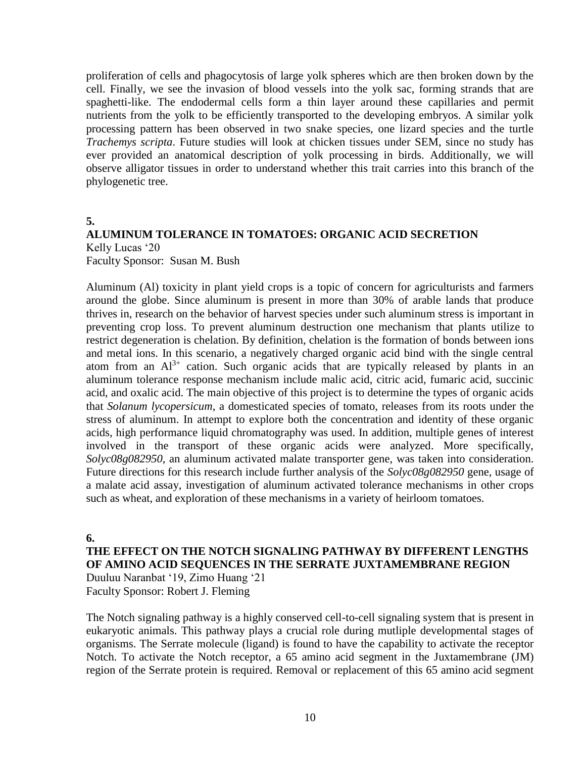proliferation of cells and phagocytosis of large yolk spheres which are then broken down by the cell. Finally, we see the invasion of blood vessels into the yolk sac, forming strands that are spaghetti-like. The endodermal cells form a thin layer around these capillaries and permit nutrients from the yolk to be efficiently transported to the developing embryos. A similar yolk processing pattern has been observed in two snake species, one lizard species and the turtle *Trachemys scripta*. Future studies will look at chicken tissues under SEM, since no study has ever provided an anatomical description of yolk processing in birds. Additionally, we will observe alligator tissues in order to understand whether this trait carries into this branch of the phylogenetic tree.

**5.**

### ALUMINUM TOLERANCE IN TOMATOES: ORGANIC ACID SECRETION

Kelly Lucas '20
Faculty Sponsor: Susan M. Bush

Aluminum (Al) toxicity in plant yield crops is a topic of concern for agriculturists and farmers around the globe. Since aluminum is present in more than 30% of arable lands that produce thrives in, research on the behavior of harvest species under such aluminum stress is important in preventing crop loss. To prevent aluminum destruction one mechanism that plants utilize to restrict degeneration is chelation. By definition, chelation is the formation of bonds between ions and metal ions. In this scenario, a negatively charged organic acid bind with the single central atom from an $Al^{3+}$ cation. Such organic acids that are typically released by plants in an aluminum tolerance response mechanism include malic acid, citric acid, fumaric acid, succinic acid, and oxalic acid. The main objective of this project is to determine the types of organic acids that *Solanum lycopersicum*, a domesticated species of tomato, releases from its roots under the stress of aluminum. In attempt to explore both the concentration and identity of these organic acids, high performance liquid chromatography was used. In addition, multiple genes of interest involved in the transport of these organic acids were analyzed. More specifically, *Solyc08g082950*, an aluminum activated malate transporter gene, was taken into consideration. Future directions for this research include further analysis of the *Solyc08g082950* gene, usage of a malate acid assay, investigation of aluminum activated tolerance mechanisms in other crops such as wheat, and exploration of these mechanisms in a variety of heirloom tomatoes.

**6.**

### THE EFFECT ON THE NOTCH SIGNALING PATHWAY BY DIFFERENT LENGTHS OF AMINO ACID SEQUENCES IN THE SERRATE JUXTAMEMBRANE REGION

Duuluu Naranbat '19, Zimo Huang '21
Faculty Sponsor: Robert J. Fleming

The Notch signaling pathway is a highly conserved cell-to-cell signaling system that is present in eukaryotic animals. This pathway plays a crucial role during mutliple developmental stages of organisms. The Serrate molecule (ligand) is found to have the capability to activate the receptor Notch. To activate the Notch receptor, a 65 amino acid segment in the Juxtamembrane (JM) region of the Serrate protein is required. Removal or replacement of this 65 amino acid segment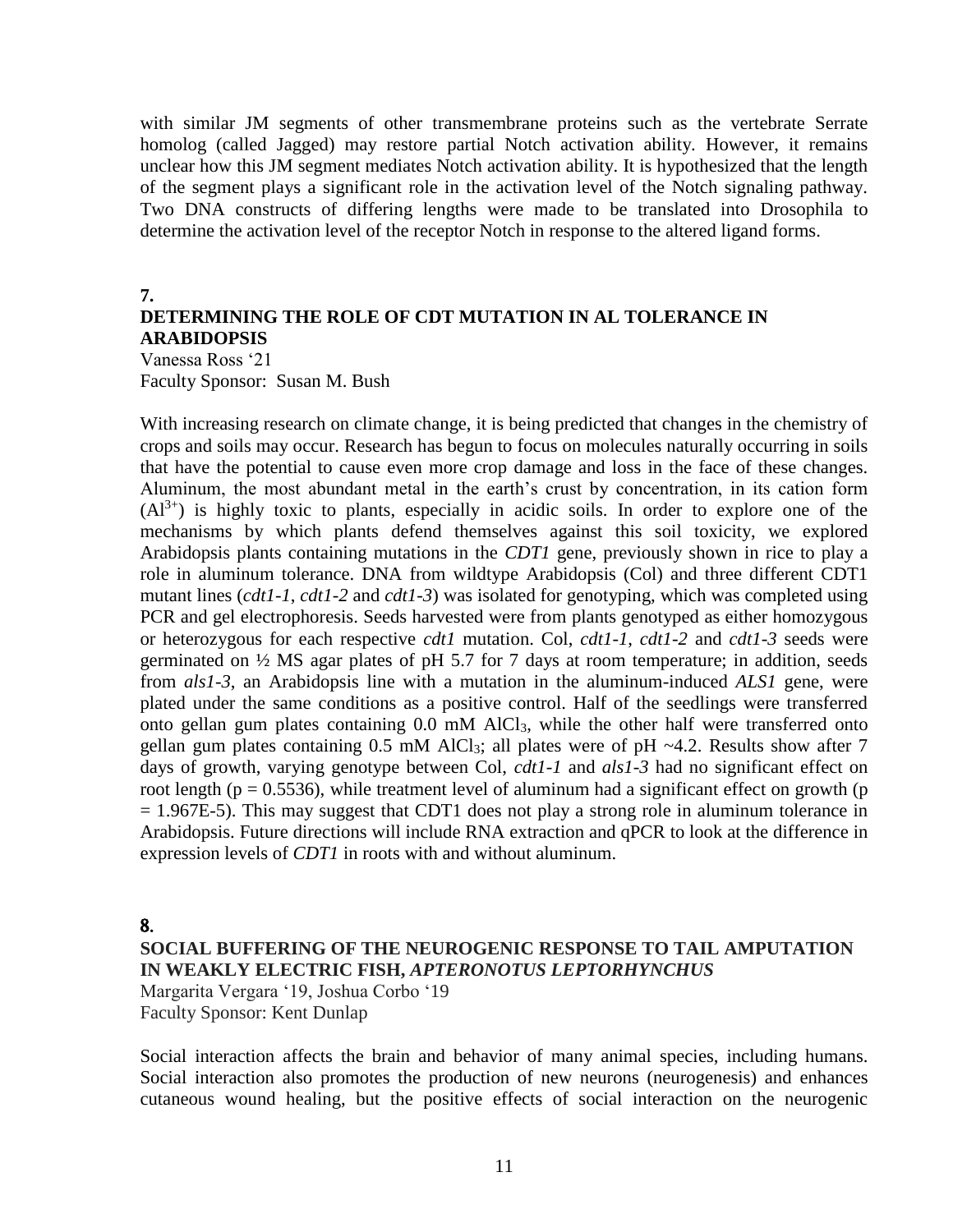with similar JM segments of other transmembrane proteins such as the vertebrate Serrate homolog (called Jagged) may restore partial Notch activation ability. However, it remains unclear how this JM segment mediates Notch activation ability. It is hypothesized that the length of the segment plays a significant role in the activation level of the Notch signaling pathway. Two DNA constructs of differing lengths were made to be translated into Drosophila to determine the activation level of the receptor Notch in response to the altered ligand forms.

**7.**

### DETERMINING THE ROLE OF CDT MUTATION IN AL TOLERANCE IN ARABIDOPSIS

Vanessa Ross '21
Faculty Sponsor: Susan M. Bush

With increasing research on climate change, it is being predicted that changes in the chemistry of crops and soils may occur. Research has begun to focus on molecules naturally occurring in soils that have the potential to cause even more crop damage and loss in the face of these changes. Aluminum, the most abundant metal in the earth's crust by concentration, in its cation form ($Al^{3+}$) is highly toxic to plants, especially in acidic soils. In order to explore one of the mechanisms by which plants defend themselves against this soil toxicity, we explored Arabidopsis plants containing mutations in the *CDT1* gene, previously shown in rice to play a role in aluminum tolerance. DNA from wildtype Arabidopsis (Col) and three different CDT1 mutant lines (*cdt1-1*, *cdt1-2* and *cdt1-3*) was isolated for genotyping, which was completed using PCR and gel electrophoresis. Seeds harvested were from plants genotyped as either homozygous or heterozygous for each respective *cdt1* mutation. Col, *cdt1-1*, *cdt1-2* and *cdt1-3* seeds were germinated on ½ MS agar plates of pH 5.7 for 7 days at room temperature; in addition, seeds from *als1-3*, an Arabidopsis line with a mutation in the aluminum-induced *ALS1* gene, were plated under the same conditions as a positive control. Half of the seedlings were transferred onto gellan gum plates containing 0.0 mM $AlCl_3$, while the other half were transferred onto gellan gum plates containing 0.5 mM $AlCl_3$; all plates were of pH ~4.2. Results show after 7 days of growth, varying genotype between Col, *cdt1-1* and *als1-3* had no significant effect on root length ($p = 0.5536$), while treatment level of aluminum had a significant effect on growth ($p = 1.967E-5$). This may suggest that CDT1 does not play a strong role in aluminum tolerance in Arabidopsis. Future directions will include RNA extraction and qPCR to look at the difference in expression levels of *CDT1* in roots with and without aluminum.

**8.**

### SOCIAL BUFFERING OF THE NEUROGENIC RESPONSE TO TAIL AMPUTATION IN WEAKLY ELECTRIC FISH, *APTERONOTUS LEPTORHYNCHUS*

Margarita Vergara '19, Joshua Corbo '19
Faculty Sponsor: Kent Dunlap

Social interaction affects the brain and behavior of many animal species, including humans. Social interaction also promotes the production of new neurons (neurogenesis) and enhances cutaneous wound healing, but the positive effects of social interaction on the neurogenic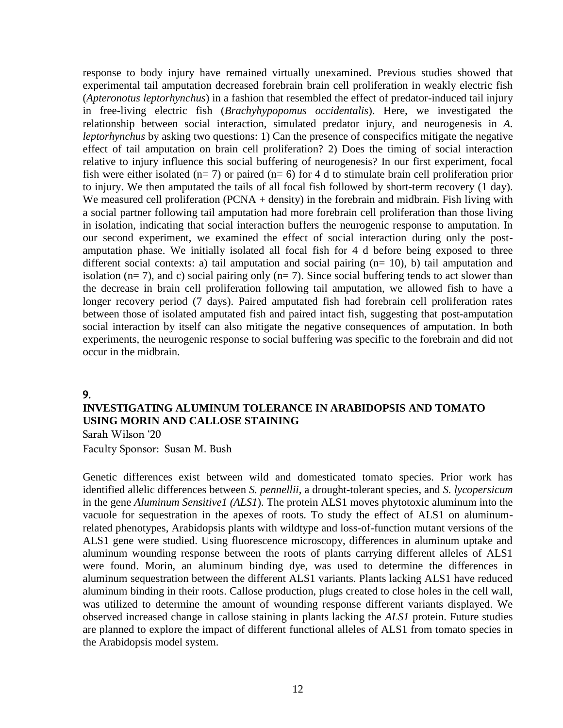response to body injury have remained virtually unexamined. Previous studies showed that experimental tail amputation decreased forebrain brain cell proliferation in weakly electric fish (*Apteronotus leptorhynchus*) in a fashion that resembled the effect of predator-induced tail injury in free-living electric fish (*Brachyhypopomus occidentalis*). Here, we investigated the relationship between social interaction, simulated predator injury, and neurogenesis in *A. leptorhynchus* by asking two questions: 1) Can the presence of conspecifics mitigate the negative effect of tail amputation on brain cell proliferation? 2) Does the timing of social interaction relative to injury influence this social buffering of neurogenesis? In our first experiment, focal fish were either isolated (n= 7) or paired (n= 6) for 4 d to stimulate brain cell proliferation prior to injury. We then amputated the tails of all focal fish followed by short-term recovery (1 day). We measured cell proliferation (PCNA + density) in the forebrain and midbrain. Fish living with a social partner following tail amputation had more forebrain cell proliferation than those living in isolation, indicating that social interaction buffers the neurogenic response to amputation. In our second experiment, we examined the effect of social interaction during only the post-amputation phase. We initially isolated all focal fish for 4 d before being exposed to three different social contexts: a) tail amputation and social pairing (n= 10), b) tail amputation and isolation (n= 7), and c) social pairing only (n= 7). Since social buffering tends to act slower than the decrease in brain cell proliferation following tail amputation, we allowed fish to have a longer recovery period (7 days). Paired amputated fish had forebrain cell proliferation rates between those of isolated amputated fish and paired intact fish, suggesting that post-amputation social interaction by itself can also mitigate the negative consequences of amputation. In both experiments, the neurogenic response to social buffering was specific to the forebrain and did not occur in the midbrain.

## 9.

### INVESTIGATING ALUMINUM TOLERANCE IN ARABIDOPSIS AND TOMATO USING MORIN AND CALLOSE STAINING

Sarah Wilson '20

Faculty Sponsor: Susan M. Bush

Genetic differences exist between wild and domesticated tomato species. Prior work has identified allelic differences between *S. pennellii*, a drought-tolerant species, and *S. lycopersicum* in the gene *Aluminum Sensitive1 (ALS1)*. The protein ALS1 moves phytotoxic aluminum into the vacuole for sequestration in the apexes of roots. To study the effect of ALS1 on aluminum-related phenotypes, Arabidopsis plants with wildtype and loss-of-function mutant versions of the ALS1 gene were studied. Using fluorescence microscopy, differences in aluminum uptake and aluminum wounding response between the roots of plants carrying different alleles of ALS1 were found. Morin, an aluminum binding dye, was used to determine the differences in aluminum sequestration between the different ALS1 variants. Plants lacking ALS1 have reduced aluminum binding in their roots. Callose production, plugs created to close holes in the cell wall, was utilized to determine the amount of wounding response different variants displayed. We observed increased change in callose staining in plants lacking the *ALS1* protein. Future studies are planned to explore the impact of different functional alleles of ALS1 from tomato species in the Arabidopsis model system.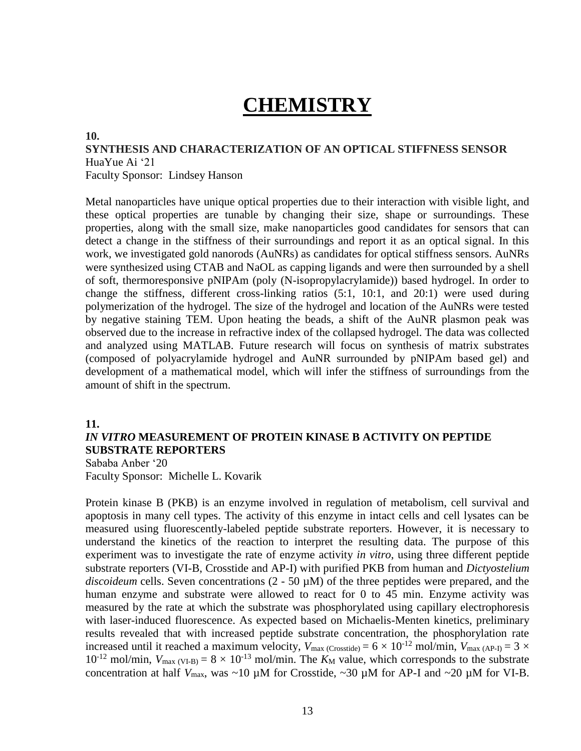# CHEMISTRY

**10.**

**SYNTHESIS AND CHARACTERIZATION OF AN OPTICAL STIFFNESS SENSOR**

HuaYue Ai '21

Faculty Sponsor: Lindsey Hanson

Metal nanoparticles have unique optical properties due to their interaction with visible light, and these optical properties are tunable by changing their size, shape or surroundings. These properties, along with the small size, make nanoparticles good candidates for sensors that can detect a change in the stiffness of their surroundings and report it as an optical signal. In this work, we investigated gold nanorods (AuNRs) as candidates for optical stiffness sensors. AuNRs were synthesized using CTAB and NaOL as capping ligands and were then surrounded by a shell of soft, thermoresponsive pNIPAm (poly (N-isopropylacrylamide)) based hydrogel. In order to change the stiffness, different cross-linking ratios (5:1, 10:1, and 20:1) were used during polymerization of the hydrogel. The size of the hydrogel and location of the AuNRs were tested by negative staining TEM. Upon heating the beads, a shift of the AuNR plasmon peak was observed due to the increase in refractive index of the collapsed hydrogel. The data was collected and analyzed using MATLAB. Future research will focus on synthesis of matrix substrates (composed of polyacrylamide hydrogel and AuNR surrounded by pNIPAm based gel) and development of a mathematical model, which will infer the stiffness of surroundings from the amount of shift in the spectrum.

**11.**

***IN VITRO* MEASUREMENT OF PROTEIN KINASE B ACTIVITY ON PEPTIDE SUBSTRATE REPORTERS**

Sababa Anber '20

Faculty Sponsor: Michelle L. Kovarik

Protein kinase B (PKB) is an enzyme involved in regulation of metabolism, cell survival and apoptosis in many cell types. The activity of this enzyme in intact cells and cell lysates can be measured using fluorescently-labeled peptide substrate reporters. However, it is necessary to understand the kinetics of the reaction to interpret the resulting data. The purpose of this experiment was to investigate the rate of enzyme activity *in vitro*, using three different peptide substrate reporters (VI-B, Crosstide and AP-I) with purified PKB from human and *Dictyostelium discoideum* cells. Seven concentrations (2 - 50 µM) of the three peptides were prepared, and the human enzyme and substrate were allowed to react for 0 to 45 min. Enzyme activity was measured by the rate at which the substrate was phosphorylated using capillary electrophoresis with laser-induced fluorescence. As expected based on Michaelis-Menten kinetics, preliminary results revealed that with increased peptide substrate concentration, the phosphorylation rate increased until it reached a maximum velocity, $V_{\max\,(\text{Crosstide})} = 6 \times 10^{-12}$ mol/min, $V_{\max\,(\text{AP-I})} = 3 \times 10^{-12}$ mol/min, $V_{\max\,(\text{VI-B})} = 8 \times 10^{-13}$ mol/min. The $K_M$ value, which corresponds to the substrate concentration at half $V_{\max}$, was ~10 µM for Crosstide, ~30 µM for AP-I and ~20 µM for VI-B.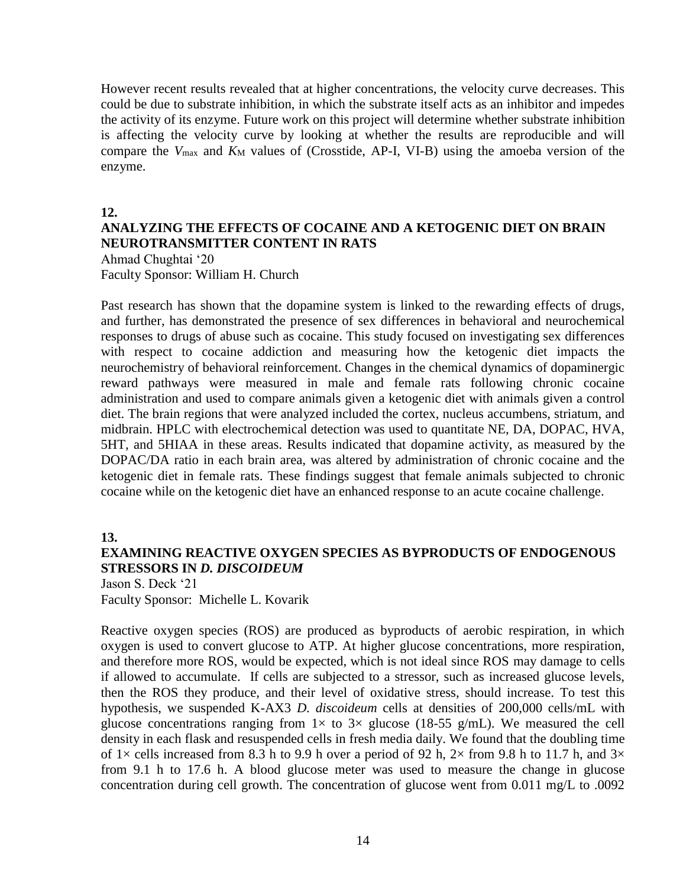However recent results revealed that at higher concentrations, the velocity curve decreases. This could be due to substrate inhibition, in which the substrate itself acts as an inhibitor and impedes the activity of its enzyme. Future work on this project will determine whether substrate inhibition is affecting the velocity curve by looking at whether the results are reproducible and will compare the $V_{max}$ and $K_M$ values of (Crosstide, AP-I, VI-B) using the amoeba version of the enzyme.

**12.**

**ANALYZING THE EFFECTS OF COCAINE AND A KETOGENIC DIET ON BRAIN NEUROTRANSMITTER CONTENT IN RATS**

Ahmad Chughtai '20
Faculty Sponsor: William H. Church

Past research has shown that the dopamine system is linked to the rewarding effects of drugs, and further, has demonstrated the presence of sex differences in behavioral and neurochemical responses to drugs of abuse such as cocaine. This study focused on investigating sex differences with respect to cocaine addiction and measuring how the ketogenic diet impacts the neurochemistry of behavioral reinforcement. Changes in the chemical dynamics of dopaminergic reward pathways were measured in male and female rats following chronic cocaine administration and used to compare animals given a ketogenic diet with animals given a control diet. The brain regions that were analyzed included the cortex, nucleus accumbens, striatum, and midbrain. HPLC with electrochemical detection was used to quantitate NE, DA, DOPAC, HVA, 5HT, and 5HIAA in these areas. Results indicated that dopamine activity, as measured by the DOPAC/DA ratio in each brain area, was altered by administration of chronic cocaine and the ketogenic diet in female rats. These findings suggest that female animals subjected to chronic cocaine while on the ketogenic diet have an enhanced response to an acute cocaine challenge.

**13.**

**EXAMINING REACTIVE OXYGEN SPECIES AS BYPRODUCTS OF ENDOGENOUS STRESSORS IN *D. DISCOIDEUM***

Jason S. Deck '21
Faculty Sponsor: Michelle L. Kovarik

Reactive oxygen species (ROS) are produced as byproducts of aerobic respiration, in which oxygen is used to convert glucose to ATP. At higher glucose concentrations, more respiration, and therefore more ROS, would be expected, which is not ideal since ROS may damage to cells if allowed to accumulate. If cells are subjected to a stressor, such as increased glucose levels, then the ROS they produce, and their level of oxidative stress, should increase. To test this hypothesis, we suspended K-AX3 *D. discoideum* cells at densities of 200,000 cells/mL with glucose concentrations ranging from 1× to 3× glucose (18-55 g/mL). We measured the cell density in each flask and resuspended cells in fresh media daily. We found that the doubling time of 1× cells increased from 8.3 h to 9.9 h over a period of 92 h, 2× from 9.8 h to 11.7 h, and 3× from 9.1 h to 17.6 h. A blood glucose meter was used to measure the change in glucose concentration during cell growth. The concentration of glucose went from 0.011 mg/L to .0092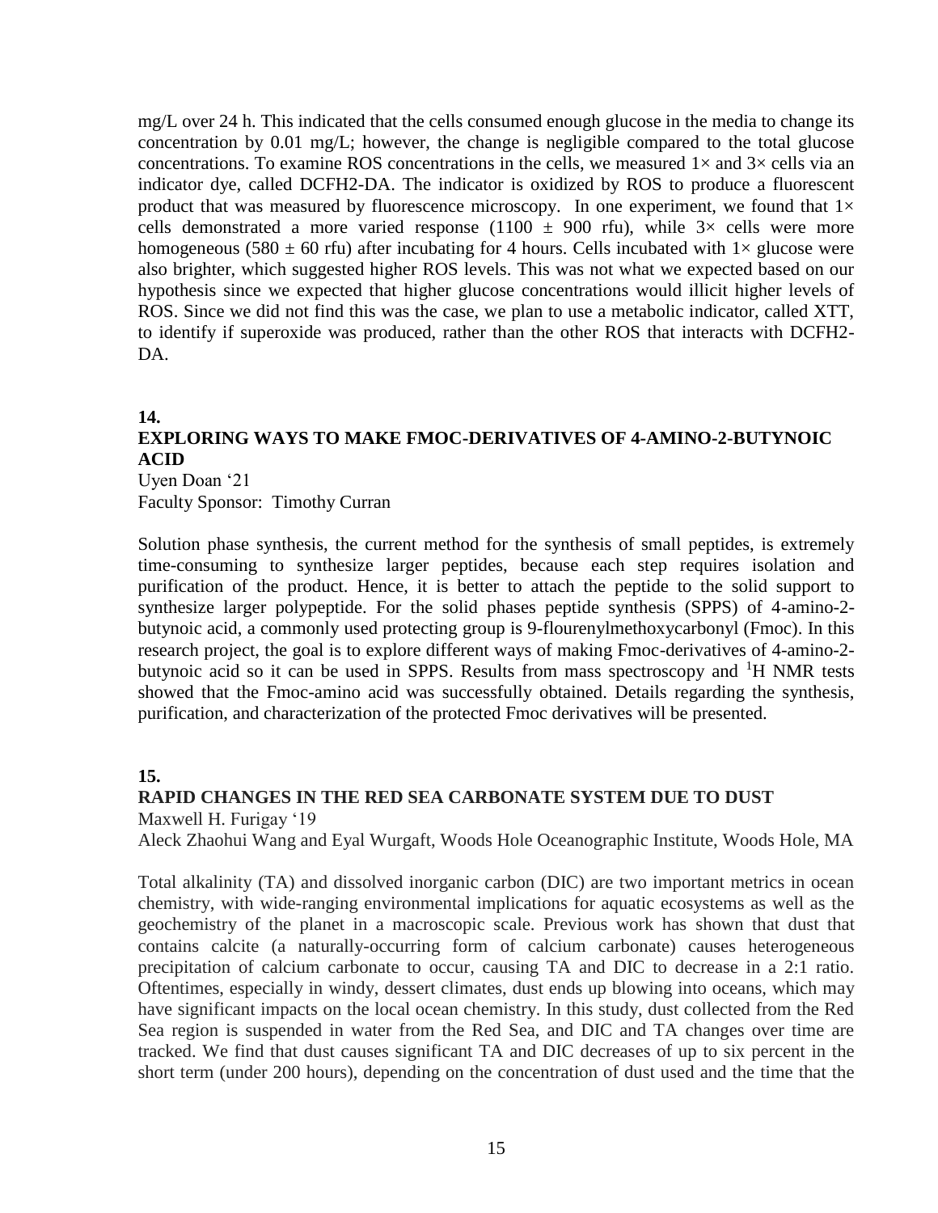mg/L over 24 h. This indicated that the cells consumed enough glucose in the media to change its concentration by 0.01 mg/L; however, the change is negligible compared to the total glucose concentrations. To examine ROS concentrations in the cells, we measured 1× and 3× cells via an indicator dye, called DCFH2-DA. The indicator is oxidized by ROS to produce a fluorescent product that was measured by fluorescence microscopy. In one experiment, we found that 1× cells demonstrated a more varied response (1100 ± 900 rfu), while 3× cells were more homogeneous (580 ± 60 rfu) after incubating for 4 hours. Cells incubated with 1× glucose were also brighter, which suggested higher ROS levels. This was not what we expected based on our hypothesis since we expected that higher glucose concentrations would illicit higher levels of ROS. Since we did not find this was the case, we plan to use a metabolic indicator, called XTT, to identify if superoxide was produced, rather than the other ROS that interacts with DCFH2-DA.

**14.**

**EXPLORING WAYS TO MAKE FMOC-DERIVATIVES OF 4-AMINO-2-BUTYNOIC ACID**

Uyen Doan '21
Faculty Sponsor: Timothy Curran

Solution phase synthesis, the current method for the synthesis of small peptides, is extremely time-consuming to synthesize larger peptides, because each step requires isolation and purification of the product. Hence, it is better to attach the peptide to the solid support to synthesize larger polypeptide. For the solid phases peptide synthesis (SPPS) of 4-amino-2-butynoic acid, a commonly used protecting group is 9-flourenylmethoxycarbonyl (Fmoc). In this research project, the goal is to explore different ways of making Fmoc-derivatives of 4-amino-2-butynoic acid so it can be used in SPPS. Results from mass spectroscopy and $^{1}$H NMR tests showed that the Fmoc-amino acid was successfully obtained. Details regarding the synthesis, purification, and characterization of the protected Fmoc derivatives will be presented.

**15.**

**RAPID CHANGES IN THE RED SEA CARBONATE SYSTEM DUE TO DUST**

Maxwell H. Furigay '19
Aleck Zhaohui Wang and Eyal Wurgaft, Woods Hole Oceanographic Institute, Woods Hole, MA

Total alkalinity (TA) and dissolved inorganic carbon (DIC) are two important metrics in ocean chemistry, with wide-ranging environmental implications for aquatic ecosystems as well as the geochemistry of the planet in a macroscopic scale. Previous work has shown that dust that contains calcite (a naturally-occurring form of calcium carbonate) causes heterogeneous precipitation of calcium carbonate to occur, causing TA and DIC to decrease in a 2:1 ratio. Oftentimes, especially in windy, dessert climates, dust ends up blowing into oceans, which may have significant impacts on the local ocean chemistry. In this study, dust collected from the Red Sea region is suspended in water from the Red Sea, and DIC and TA changes over time are tracked. We find that dust causes significant TA and DIC decreases of up to six percent in the short term (under 200 hours), depending on the concentration of dust used and the time that the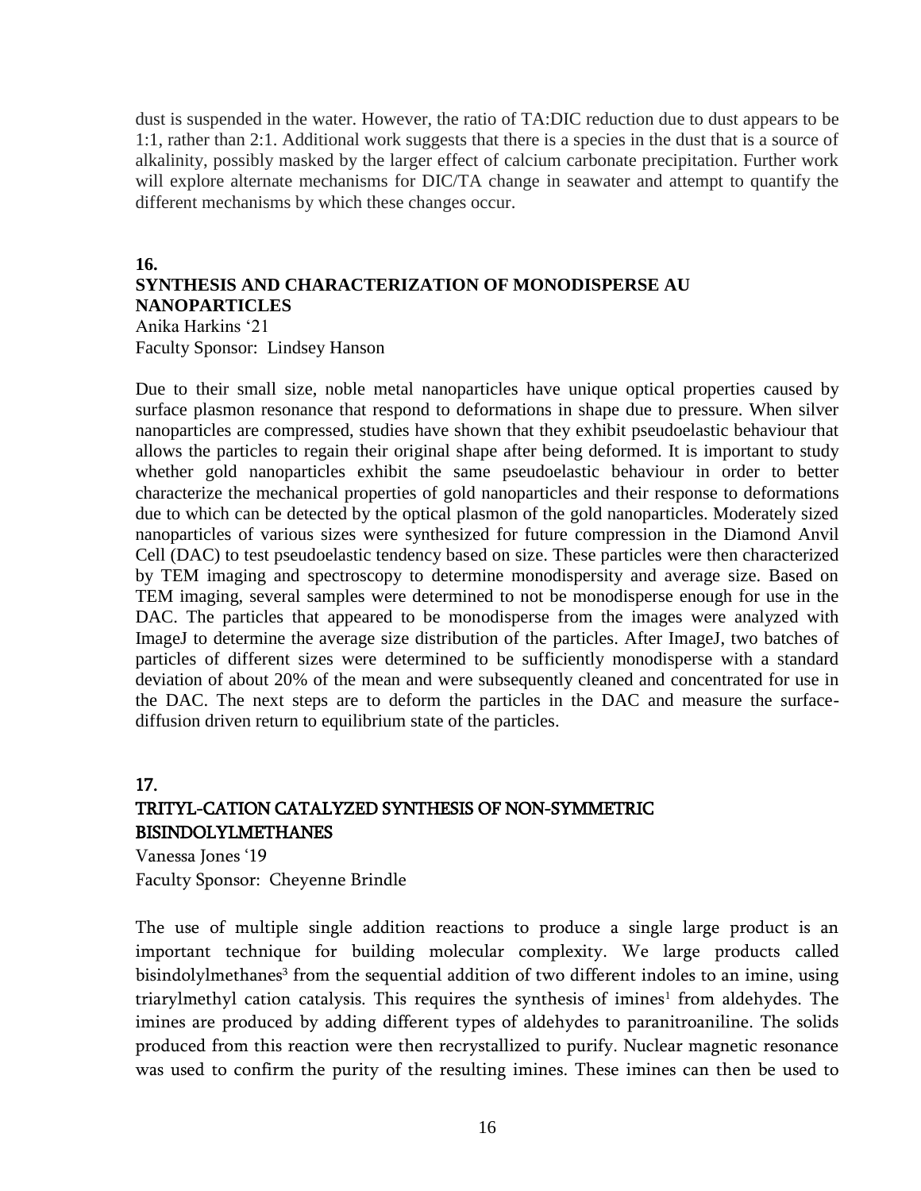dust is suspended in the water. However, the ratio of TA:DIC reduction due to dust appears to be 1:1, rather than 2:1. Additional work suggests that there is a species in the dust that is a source of alkalinity, possibly masked by the larger effect of calcium carbonate precipitation. Further work will explore alternate mechanisms for DIC/TA change in seawater and attempt to quantify the different mechanisms by which these changes occur.

**16.**

**SYNTHESIS AND CHARACTERIZATION OF MONODISPERSE AU NANOPARTICLES**

Anika Harkins '21
Faculty Sponsor: Lindsey Hanson

Due to their small size, noble metal nanoparticles have unique optical properties caused by surface plasmon resonance that respond to deformations in shape due to pressure. When silver nanoparticles are compressed, studies have shown that they exhibit pseudoelastic behaviour that allows the particles to regain their original shape after being deformed. It is important to study whether gold nanoparticles exhibit the same pseudoelastic behaviour in order to better characterize the mechanical properties of gold nanoparticles and their response to deformations due to which can be detected by the optical plasmon of the gold nanoparticles. Moderately sized nanoparticles of various sizes were synthesized for future compression in the Diamond Anvil Cell (DAC) to test pseudoelastic tendency based on size. These particles were then characterized by TEM imaging and spectroscopy to determine monodispersity and average size. Based on TEM imaging, several samples were determined to not be monodisperse enough for use in the DAC. The particles that appeared to be monodisperse from the images were analyzed with ImageJ to determine the average size distribution of the particles. After ImageJ, two batches of particles of different sizes were determined to be sufficiently monodisperse with a standard deviation of about 20% of the mean and were subsequently cleaned and concentrated for use in the DAC. The next steps are to deform the particles in the DAC and measure the surface-diffusion driven return to equilibrium state of the particles.

**17.**

**TRITYL-CATION CATALYZED SYNTHESIS OF NON-SYMMETRIC BISINDOLYLMETHANES**

Vanessa Jones '19
Faculty Sponsor: Cheyenne Brindle

The use of multiple single addition reactions to produce a single large product is an important technique for building molecular complexity. We large products called bisindolylmethanes[3] from the sequential addition of two different indoles to an imine, using triarylmethyl cation catalysis. This requires the synthesis of imines[1] from aldehydes. The imines are produced by adding different types of aldehydes to paranitroaniline. The solids produced from this reaction were then recrystallized to purify. Nuclear magnetic resonance was used to confirm the purity of the resulting imines. These imines can then be used to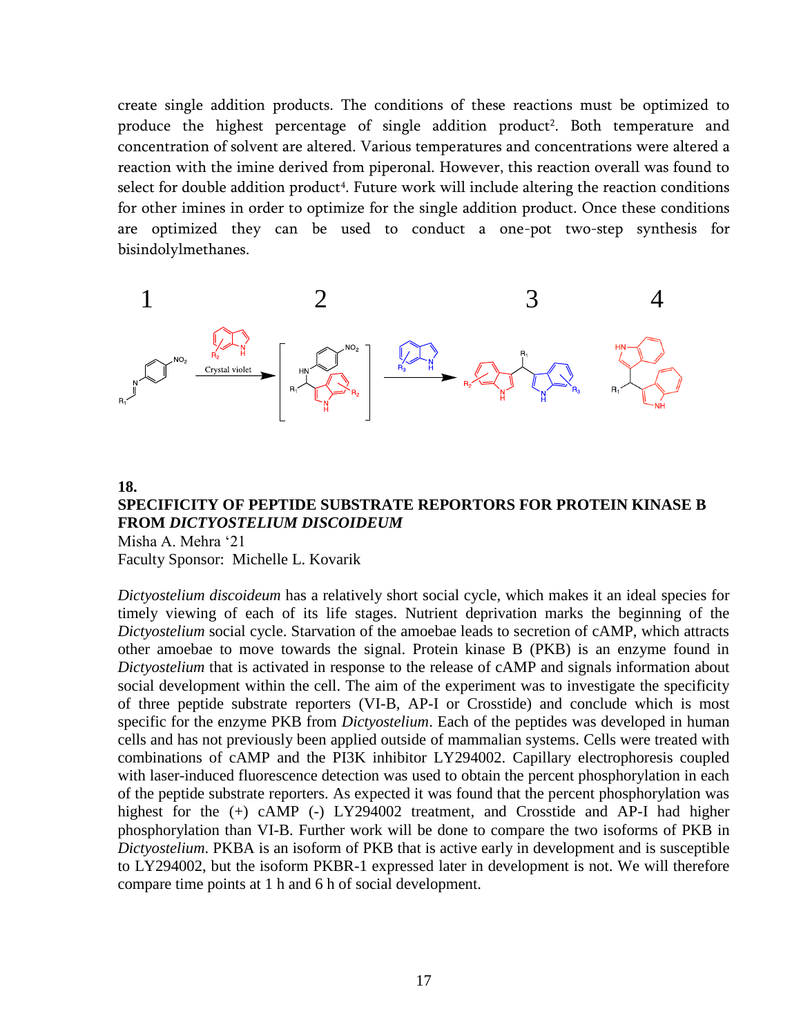create single addition products. The conditions of these reactions must be optimized to produce the highest percentage of single addition product[2]. Both temperature and concentration of solvent are altered. Various temperatures and concentrations were altered a reaction with the imine derived from piperonal. However, this reaction overall was found to select for double addition product[4]. Future work will include altering the reaction conditions for other imines in order to optimize for the single addition product. Once these conditions are optimized they can be used to conduct a one-pot two-step synthesis for bisindolylmethanes.

### 18.
## SPECIFICITY OF PEPTIDE SUBSTRATE REPORTORS FOR PROTEIN KINASE B FROM *DICTYOSTELIUM DISCOIDEUM*

Misha A. Mehra '21
Faculty Sponsor: Michelle L. Kovarik

*Dictyostelium discoideum* has a relatively short social cycle, which makes it an ideal species for timely viewing of each of its life stages. Nutrient deprivation marks the beginning of the *Dictyostelium* social cycle. Starvation of the amoebae leads to secretion of cAMP, which attracts other amoebae to move towards the signal. Protein kinase B (PKB) is an enzyme found in *Dictyostelium* that is activated in response to the release of cAMP and signals information about social development within the cell. The aim of the experiment was to investigate the specificity of three peptide substrate reporters (VI-B, AP-I or Crosstide) and conclude which is most specific for the enzyme PKB from *Dictyostelium*. Each of the peptides was developed in human cells and has not previously been applied outside of mammalian systems. Cells were treated with combinations of cAMP and the PI3K inhibitor LY294002. Capillary electrophoresis coupled with laser-induced fluorescence detection was used to obtain the percent phosphorylation in each of the peptide substrate reporters. As expected it was found that the percent phosphorylation was highest for the (+) cAMP (-) LY294002 treatment, and Crosstide and AP-I had higher phosphorylation than VI-B. Further work will be done to compare the two isoforms of PKB in *Dictyostelium*. PKBA is an isoform of PKB that is active early in development and is susceptible to LY294002, but the isoform PKBR-1 expressed later in development is not. We will therefore compare time points at 1 h and 6 h of social development.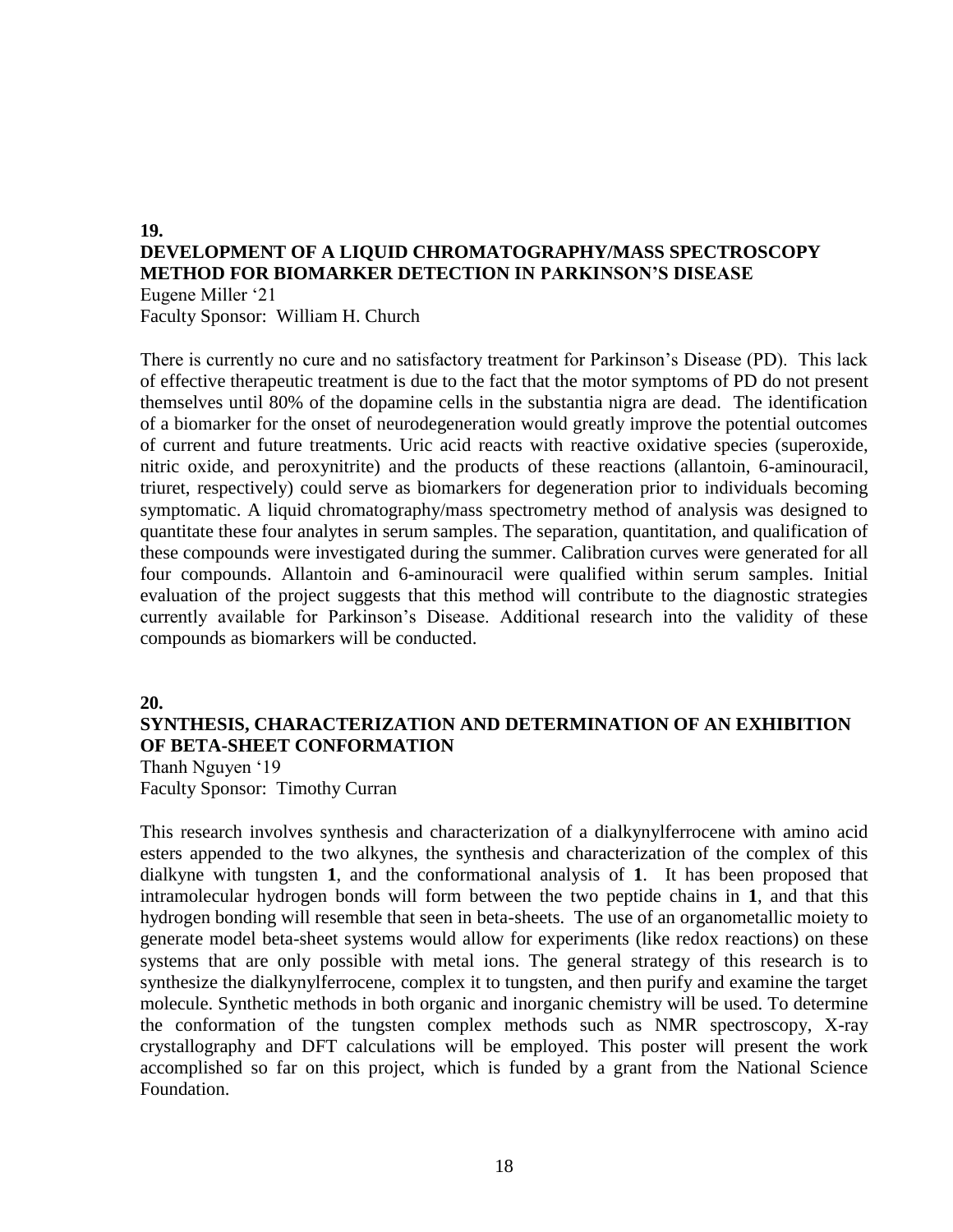**19.**

**DEVELOPMENT OF A LIQUID CHROMATOGRAPHY/MASS SPECTROSCOPY METHOD FOR BIOMARKER DETECTION IN PARKINSON'S DISEASE**

Eugene Miller '21

Faculty Sponsor: William H. Church

There is currently no cure and no satisfactory treatment for Parkinson's Disease (PD). This lack of effective therapeutic treatment is due to the fact that the motor symptoms of PD do not present themselves until 80% of the dopamine cells in the substantia nigra are dead. The identification of a biomarker for the onset of neurodegeneration would greatly improve the potential outcomes of current and future treatments. Uric acid reacts with reactive oxidative species (superoxide, nitric oxide, and peroxynitrite) and the products of these reactions (allantoin, 6-aminouracil, triuret, respectively) could serve as biomarkers for degeneration prior to individuals becoming symptomatic. A liquid chromatography/mass spectrometry method of analysis was designed to quantitate these four analytes in serum samples. The separation, quantitation, and qualification of these compounds were investigated during the summer. Calibration curves were generated for all four compounds. Allantoin and 6-aminouracil were qualified within serum samples. Initial evaluation of the project suggests that this method will contribute to the diagnostic strategies currently available for Parkinson's Disease. Additional research into the validity of these compounds as biomarkers will be conducted.

**20.**

**SYNTHESIS, CHARACTERIZATION AND DETERMINATION OF AN EXHIBITION OF BETA-SHEET CONFORMATION**

Thanh Nguyen '19

Faculty Sponsor: Timothy Curran

This research involves synthesis and characterization of a dialkynylferrocene with amino acid esters appended to the two alkynes, the synthesis and characterization of the complex of this dialkyne with tungsten **1**, and the conformational analysis of **1**. It has been proposed that intramolecular hydrogen bonds will form between the two peptide chains in **1**, and that this hydrogen bonding will resemble that seen in beta-sheets. The use of an organometallic moiety to generate model beta-sheet systems would allow for experiments (like redox reactions) on these systems that are only possible with metal ions. The general strategy of this research is to synthesize the dialkynylferrocene, complex it to tungsten, and then purify and examine the target molecule. Synthetic methods in both organic and inorganic chemistry will be used. To determine the conformation of the tungsten complex methods such as NMR spectroscopy, X-ray crystallography and DFT calculations will be employed. This poster will present the work accomplished so far on this project, which is funded by a grant from the National Science Foundation.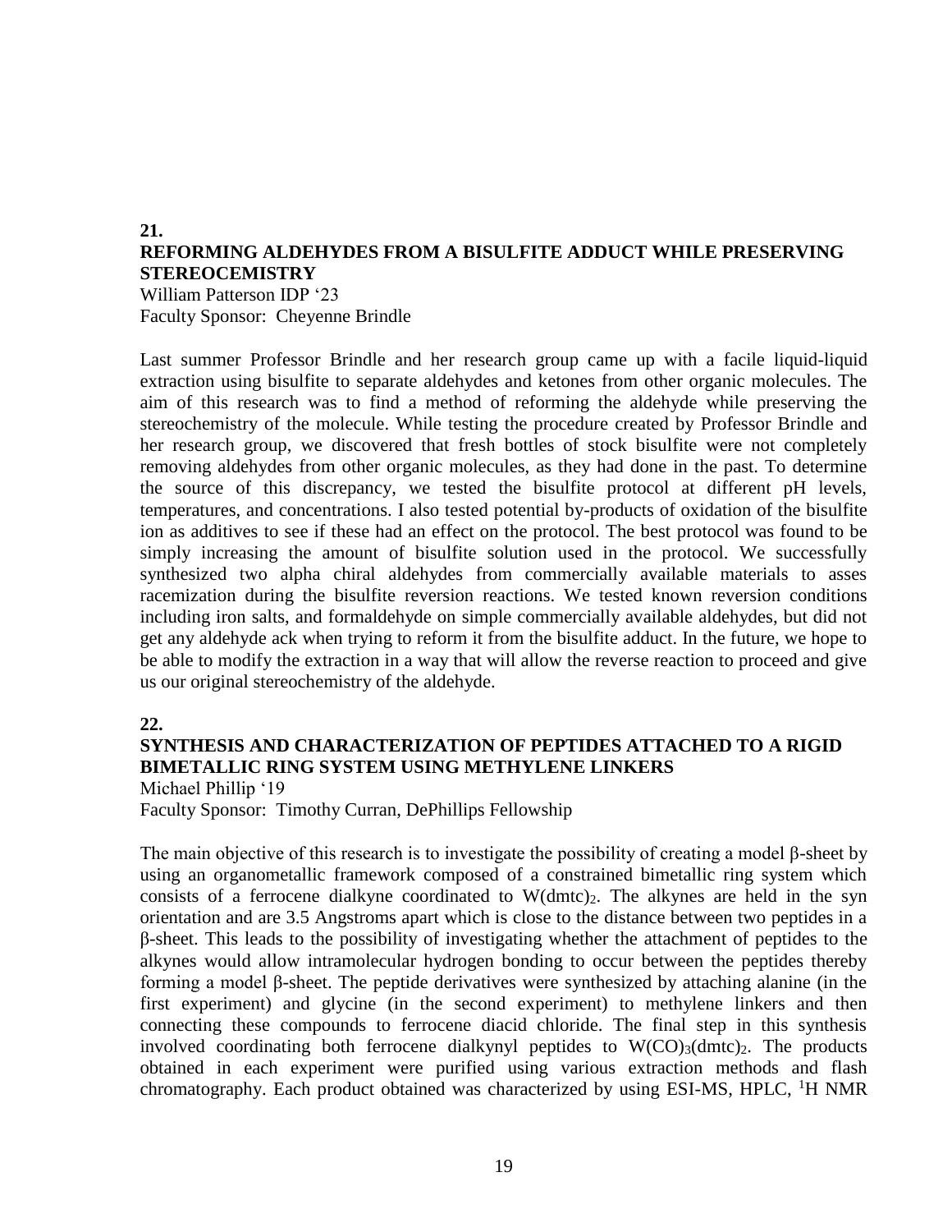**21.**

## REFORMING ALDEHYDES FROM A BISULFITE ADDUCT WHILE PRESERVING STEREOCEMISTRY

William Patterson IDP '23
Faculty Sponsor: Cheyenne Brindle

Last summer Professor Brindle and her research group came up with a facile liquid-liquid extraction using bisulfite to separate aldehydes and ketones from other organic molecules. The aim of this research was to find a method of reforming the aldehyde while preserving the stereochemistry of the molecule. While testing the procedure created by Professor Brindle and her research group, we discovered that fresh bottles of stock bisulfite were not completely removing aldehydes from other organic molecules, as they had done in the past. To determine the source of this discrepancy, we tested the bisulfite protocol at different pH levels, temperatures, and concentrations. I also tested potential by-products of oxidation of the bisulfite ion as additives to see if these had an effect on the protocol. The best protocol was found to be simply increasing the amount of bisulfite solution used in the protocol. We successfully synthesized two alpha chiral aldehydes from commercially available materials to asses racemization during the bisulfite reversion reactions. We tested known reversion conditions including iron salts, and formaldehyde on simple commercially available aldehydes, but did not get any aldehyde ack when trying to reform it from the bisulfite adduct. In the future, we hope to be able to modify the extraction in a way that will allow the reverse reaction to proceed and give us our original stereochemistry of the aldehyde.

**22.**

## SYNTHESIS AND CHARACTERIZATION OF PEPTIDES ATTACHED TO A RIGID BIMETALLIC RING SYSTEM USING METHYLENE LINKERS

Michael Phillip '19
Faculty Sponsor: Timothy Curran, DePhillips Fellowship

The main objective of this research is to investigate the possibility of creating a model β-sheet by using an organometallic framework composed of a constrained bimetallic ring system which consists of a ferrocene dialkyne coordinated to $W(dmtc)_2$. The alkynes are held in the syn orientation and are 3.5 Angstroms apart which is close to the distance between two peptides in a β-sheet. This leads to the possibility of investigating whether the attachment of peptides to the alkynes would allow intramolecular hydrogen bonding to occur between the peptides thereby forming a model β-sheet. The peptide derivatives were synthesized by attaching alanine (in the first experiment) and glycine (in the second experiment) to methylene linkers and then connecting these compounds to ferrocene diacid chloride. The final step in this synthesis involved coordinating both ferrocene dialkynyl peptides to $W(CO)_3(dmtc)_2$. The products obtained in each experiment were purified using various extraction methods and flash chromatography. Each product obtained was characterized by using ESI-MS, HPLC, $^1H$ NMR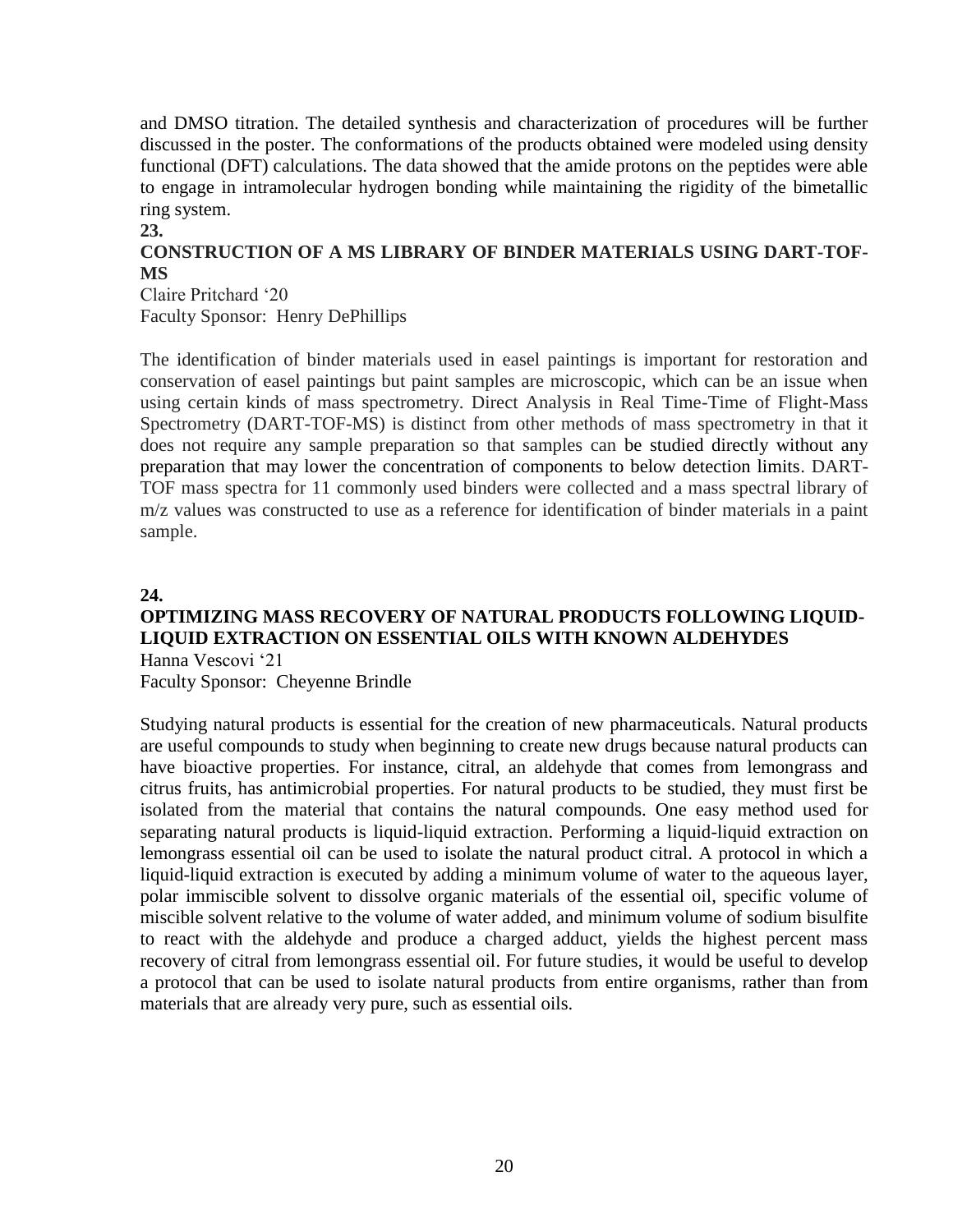and DMSO titration. The detailed synthesis and characterization of procedures will be further discussed in the poster. The conformations of the products obtained were modeled using density functional (DFT) calculations. The data showed that the amide protons on the peptides were able to engage in intramolecular hydrogen bonding while maintaining the rigidity of the bimetallic ring system.

**23.**

**CONSTRUCTION OF A MS LIBRARY OF BINDER MATERIALS USING DART-TOF-MS**

Claire Pritchard '20
Faculty Sponsor: Henry DePhillips

The identification of binder materials used in easel paintings is important for restoration and conservation of easel paintings but paint samples are microscopic, which can be an issue when using certain kinds of mass spectrometry. Direct Analysis in Real Time-Time of Flight-Mass Spectrometry (DART-TOF-MS) is distinct from other methods of mass spectrometry in that it does not require any sample preparation so that samples can be studied directly without any preparation that may lower the concentration of components to below detection limits. DART-TOF mass spectra for 11 commonly used binders were collected and a mass spectral library of m/z values was constructed to use as a reference for identification of binder materials in a paint sample.

**24.**

**OPTIMIZING MASS RECOVERY OF NATURAL PRODUCTS FOLLOWING LIQUID-LIQUID EXTRACTION ON ESSENTIAL OILS WITH KNOWN ALDEHYDES**

Hanna Vescovi '21
Faculty Sponsor: Cheyenne Brindle

Studying natural products is essential for the creation of new pharmaceuticals. Natural products are useful compounds to study when beginning to create new drugs because natural products can have bioactive properties. For instance, citral, an aldehyde that comes from lemongrass and citrus fruits, has antimicrobial properties. For natural products to be studied, they must first be isolated from the material that contains the natural compounds. One easy method used for separating natural products is liquid-liquid extraction. Performing a liquid-liquid extraction on lemongrass essential oil can be used to isolate the natural product citral. A protocol in which a liquid-liquid extraction is executed by adding a minimum volume of water to the aqueous layer, polar immiscible solvent to dissolve organic materials of the essential oil, specific volume of miscible solvent relative to the volume of water added, and minimum volume of sodium bisulfite to react with the aldehyde and produce a charged adduct, yields the highest percent mass recovery of citral from lemongrass essential oil. For future studies, it would be useful to develop a protocol that can be used to isolate natural products from entire organisms, rather than from materials that are already very pure, such as essential oils.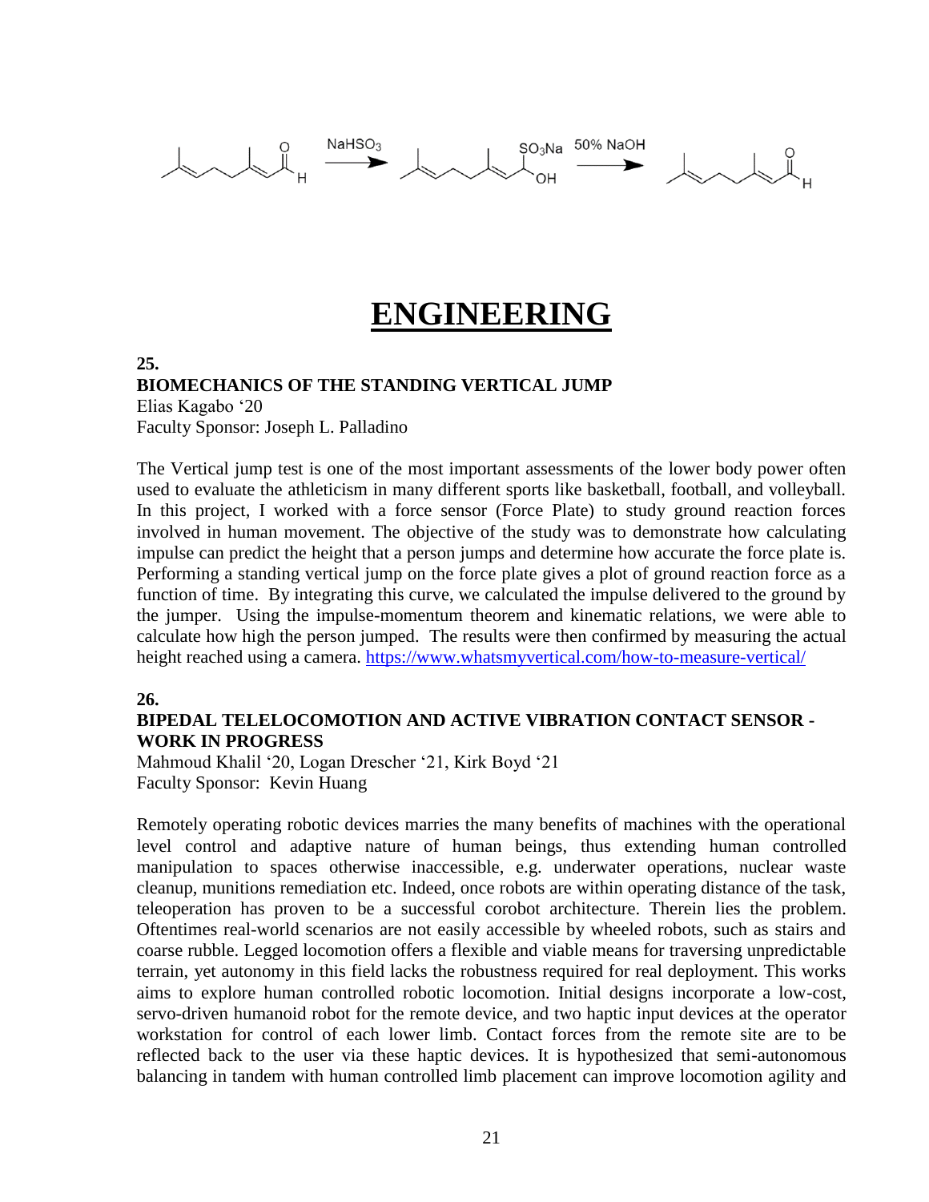# ENGINEERING

**25.**
**BIOMECHANICS OF THE STANDING VERTICAL JUMP**
Elias Kagabo '20
Faculty Sponsor: Joseph L. Palladino

The Vertical jump test is one of the most important assessments of the lower body power often used to evaluate the athleticism in many different sports like basketball, football, and volleyball. In this project, I worked with a force sensor (Force Plate) to study ground reaction forces involved in human movement. The objective of the study was to demonstrate how calculating impulse can predict the height that a person jumps and determine how accurate the force plate is. Performing a standing vertical jump on the force plate gives a plot of ground reaction force as a function of time. By integrating this curve, we calculated the impulse delivered to the ground by the jumper. Using the impulse-momentum theorem and kinematic relations, we were able to calculate how high the person jumped. The results were then confirmed by measuring the actual height reached using a camera. https://www.whatsmyvertical.com/how-to-measure-vertical/

**26.**
**BIPEDAL TELELOCOMOTION AND ACTIVE VIBRATION CONTACT SENSOR - WORK IN PROGRESS**
Mahmoud Khalil '20, Logan Drescher '21, Kirk Boyd '21
Faculty Sponsor: Kevin Huang

Remotely operating robotic devices marries the many benefits of machines with the operational level control and adaptive nature of human beings, thus extending human controlled manipulation to spaces otherwise inaccessible, e.g. underwater operations, nuclear waste cleanup, munitions remediation etc. Indeed, once robots are within operating distance of the task, teleoperation has proven to be a successful corobot architecture. Therein lies the problem. Oftentimes real-world scenarios are not easily accessible by wheeled robots, such as stairs and coarse rubble. Legged locomotion offers a flexible and viable means for traversing unpredictable terrain, yet autonomy in this field lacks the robustness required for real deployment. This works aims to explore human controlled robotic locomotion. Initial designs incorporate a low-cost, servo-driven humanoid robot for the remote device, and two haptic input devices at the operator workstation for control of each lower limb. Contact forces from the remote site are to be reflected back to the user via these haptic devices. It is hypothesized that semi-autonomous balancing in tandem with human controlled limb placement can improve locomotion agility and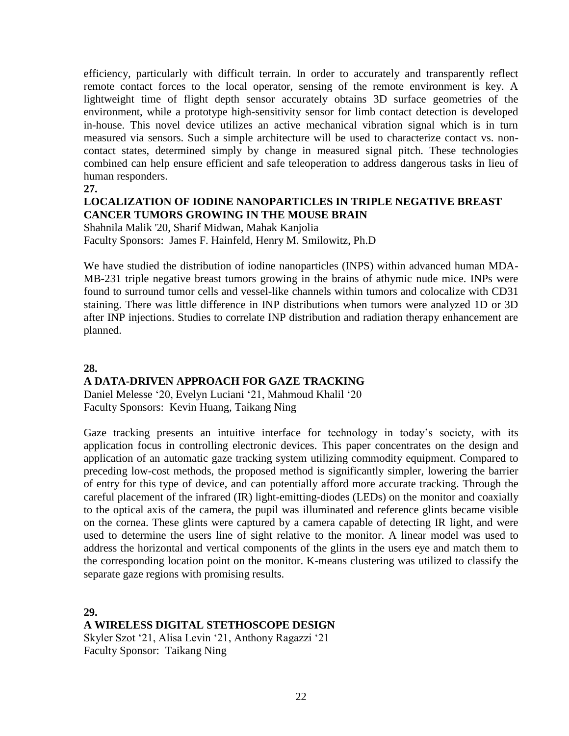efficiency, particularly with difficult terrain. In order to accurately and transparently reflect remote contact forces to the local operator, sensing of the remote environment is key. A lightweight time of flight depth sensor accurately obtains 3D surface geometries of the environment, while a prototype high-sensitivity sensor for limb contact detection is developed in-house. This novel device utilizes an active mechanical vibration signal which is in turn measured via sensors. Such a simple architecture will be used to characterize contact vs. non-contact states, determined simply by change in measured signal pitch. These technologies combined can help ensure efficient and safe teleoperation to address dangerous tasks in lieu of human responders.

**27.**

**LOCALIZATION OF IODINE NANOPARTICLES IN TRIPLE NEGATIVE BREAST CANCER TUMORS GROWING IN THE MOUSE BRAIN**

Shahnila Malik '20, Sharif Midwan, Mahak Kanjolia
Faculty Sponsors: James F. Hainfeld, Henry M. Smilowitz, Ph.D

We have studied the distribution of iodine nanoparticles (INPS) within advanced human MDA-MB-231 triple negative breast tumors growing in the brains of athymic nude mice. INPs were found to surround tumor cells and vessel-like channels within tumors and colocalize with CD31 staining. There was little difference in INP distributions when tumors were analyzed 1D or 3D after INP injections. Studies to correlate INP distribution and radiation therapy enhancement are planned.

**28.**

**A DATA-DRIVEN APPROACH FOR GAZE TRACKING**

Daniel Melesse '20, Evelyn Luciani '21, Mahmoud Khalil '20
Faculty Sponsors: Kevin Huang, Taikang Ning

Gaze tracking presents an intuitive interface for technology in today's society, with its application focus in controlling electronic devices. This paper concentrates on the design and application of an automatic gaze tracking system utilizing commodity equipment. Compared to preceding low-cost methods, the proposed method is significantly simpler, lowering the barrier of entry for this type of device, and can potentially afford more accurate tracking. Through the careful placement of the infrared (IR) light-emitting-diodes (LEDs) on the monitor and coaxially to the optical axis of the camera, the pupil was illuminated and reference glints became visible on the cornea. These glints were captured by a camera capable of detecting IR light, and were used to determine the users line of sight relative to the monitor. A linear model was used to address the horizontal and vertical components of the glints in the users eye and match them to the corresponding location point on the monitor. K-means clustering was utilized to classify the separate gaze regions with promising results.

**29.**

**A WIRELESS DIGITAL STETHOSCOPE DESIGN**

Skyler Szot '21, Alisa Levin '21, Anthony Ragazzi '21
Faculty Sponsor: Taikang Ning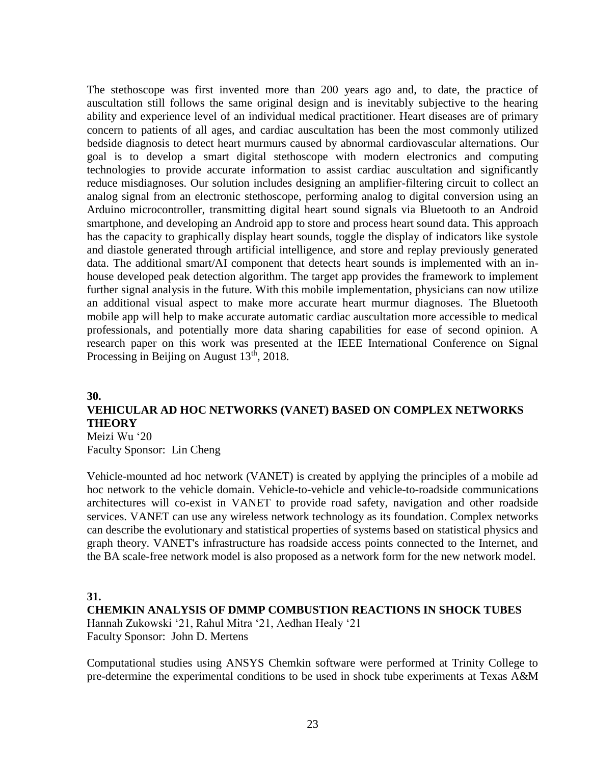The stethoscope was first invented more than 200 years ago and, to date, the practice of auscultation still follows the same original design and is inevitably subjective to the hearing ability and experience level of an individual medical practitioner. Heart diseases are of primary concern to patients of all ages, and cardiac auscultation has been the most commonly utilized bedside diagnosis to detect heart murmurs caused by abnormal cardiovascular alternations. Our goal is to develop a smart digital stethoscope with modern electronics and computing technologies to provide accurate information to assist cardiac auscultation and significantly reduce misdiagnoses. Our solution includes designing an amplifier-filtering circuit to collect an analog signal from an electronic stethoscope, performing analog to digital conversion using an Arduino microcontroller, transmitting digital heart sound signals via Bluetooth to an Android smartphone, and developing an Android app to store and process heart sound data. This approach has the capacity to graphically display heart sounds, toggle the display of indicators like systole and diastole generated through artificial intelligence, and store and replay previously generated data. The additional smart/AI component that detects heart sounds is implemented with an in-house developed peak detection algorithm. The target app provides the framework to implement further signal analysis in the future. With this mobile implementation, physicians can now utilize an additional visual aspect to make more accurate heart murmur diagnoses. The Bluetooth mobile app will help to make accurate automatic cardiac auscultation more accessible to medical professionals, and potentially more data sharing capabilities for ease of second opinion. A research paper on this work was presented at the IEEE International Conference on Signal Processing in Beijing on August 13th, 2018.

**30.**

**VEHICULAR AD HOC NETWORKS (VANET) BASED ON COMPLEX NETWORKS THEORY**

Meizi Wu '20
Faculty Sponsor: Lin Cheng

Vehicle-mounted ad hoc network (VANET) is created by applying the principles of a mobile ad hoc network to the vehicle domain. Vehicle-to-vehicle and vehicle-to-roadside communications architectures will co-exist in VANET to provide road safety, navigation and other roadside services. VANET can use any wireless network technology as its foundation. Complex networks can describe the evolutionary and statistical properties of systems based on statistical physics and graph theory. VANET's infrastructure has roadside access points connected to the Internet, and the BA scale-free network model is also proposed as a network form for the new network model.

**31.**

**CHEMKIN ANALYSIS OF DMMP COMBUSTION REACTIONS IN SHOCK TUBES**

Hannah Zukowski '21, Rahul Mitra '21, Aedhan Healy '21
Faculty Sponsor: John D. Mertens

Computational studies using ANSYS Chemkin software were performed at Trinity College to pre-determine the experimental conditions to be used in shock tube experiments at Texas A&M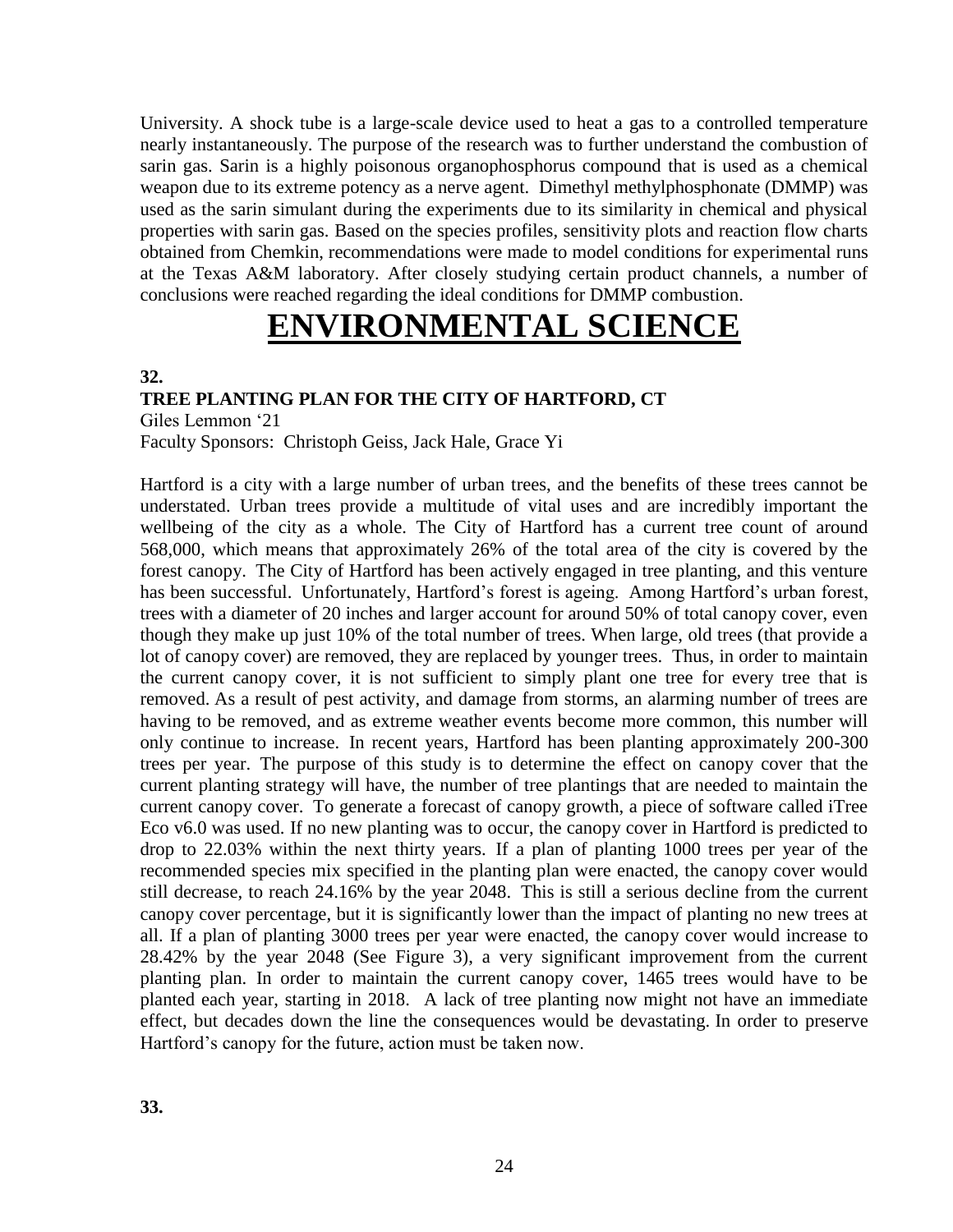University. A shock tube is a large-scale device used to heat a gas to a controlled temperature nearly instantaneously. The purpose of the research was to further understand the combustion of sarin gas. Sarin is a highly poisonous organophosphorus compound that is used as a chemical weapon due to its extreme potency as a nerve agent. Dimethyl methylphosphonate (DMMP) was used as the sarin simulant during the experiments due to its similarity in chemical and physical properties with sarin gas. Based on the species profiles, sensitivity plots and reaction flow charts obtained from Chemkin, recommendations were made to model conditions for experimental runs at the Texas A&M laboratory. After closely studying certain product channels, a number of conclusions were reached regarding the ideal conditions for DMMP combustion.

# ENVIRONMENTAL SCIENCE

**32.**

**TREE PLANTING PLAN FOR THE CITY OF HARTFORD, CT**

Giles Lemmon '21

Faculty Sponsors: Christoph Geiss, Jack Hale, Grace Yi

Hartford is a city with a large number of urban trees, and the benefits of these trees cannot be understated. Urban trees provide a multitude of vital uses and are incredibly important the wellbeing of the city as a whole. The City of Hartford has a current tree count of around 568,000, which means that approximately 26% of the total area of the city is covered by the forest canopy. The City of Hartford has been actively engaged in tree planting, and this venture has been successful. Unfortunately, Hartford's forest is ageing. Among Hartford's urban forest, trees with a diameter of 20 inches and larger account for around 50% of total canopy cover, even though they make up just 10% of the total number of trees. When large, old trees (that provide a lot of canopy cover) are removed, they are replaced by younger trees. Thus, in order to maintain the current canopy cover, it is not sufficient to simply plant one tree for every tree that is removed. As a result of pest activity, and damage from storms, an alarming number of trees are having to be removed, and as extreme weather events become more common, this number will only continue to increase. In recent years, Hartford has been planting approximately 200-300 trees per year. The purpose of this study is to determine the effect on canopy cover that the current planting strategy will have, the number of tree plantings that are needed to maintain the current canopy cover. To generate a forecast of canopy growth, a piece of software called iTree Eco v6.0 was used. If no new planting was to occur, the canopy cover in Hartford is predicted to drop to 22.03% within the next thirty years. If a plan of planting 1000 trees per year of the recommended species mix specified in the planting plan were enacted, the canopy cover would still decrease, to reach 24.16% by the year 2048. This is still a serious decline from the current canopy cover percentage, but it is significantly lower than the impact of planting no new trees at all. If a plan of planting 3000 trees per year were enacted, the canopy cover would increase to 28.42% by the year 2048 (See Figure 3), a very significant improvement from the current planting plan. In order to maintain the current canopy cover, 1465 trees would have to be planted each year, starting in 2018. A lack of tree planting now might not have an immediate effect, but decades down the line the consequences would be devastating. In order to preserve Hartford's canopy for the future, action must be taken now.

**33.**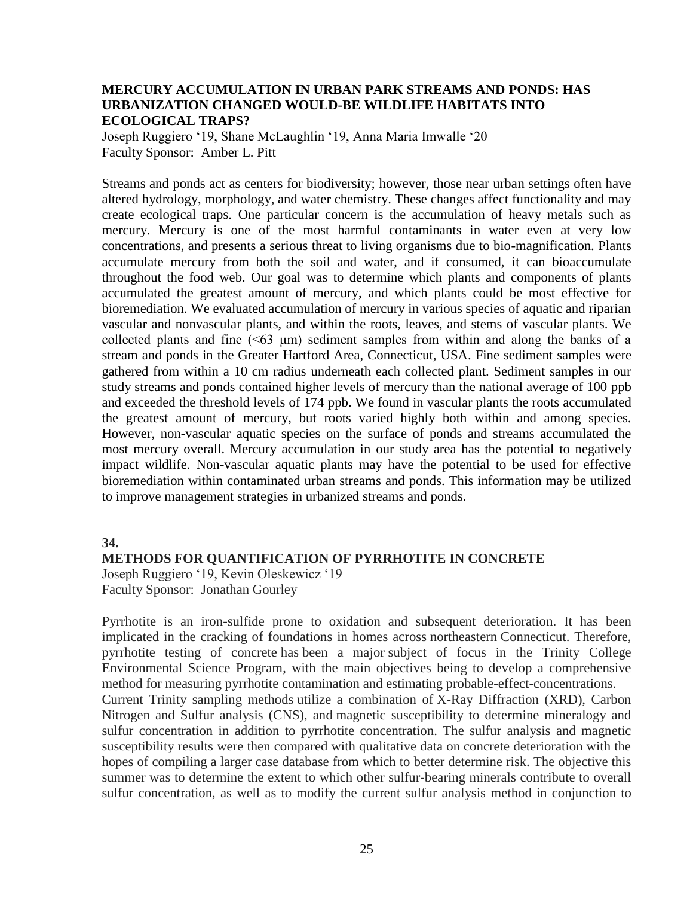### MERCURY ACCUMULATION IN URBAN PARK STREAMS AND PONDS: HAS URBANIZATION CHANGED WOULD-BE WILDLIFE HABITATS INTO ECOLOGICAL TRAPS?

Joseph Ruggiero '19, Shane McLaughlin '19, Anna Maria Imwalle '20
Faculty Sponsor: Amber L. Pitt

Streams and ponds act as centers for biodiversity; however, those near urban settings often have altered hydrology, morphology, and water chemistry. These changes affect functionality and may create ecological traps. One particular concern is the accumulation of heavy metals such as mercury. Mercury is one of the most harmful contaminants in water even at very low concentrations, and presents a serious threat to living organisms due to bio-magnification. Plants accumulate mercury from both the soil and water, and if consumed, it can bioaccumulate throughout the food web. Our goal was to determine which plants and components of plants accumulated the greatest amount of mercury, and which plants could be most effective for bioremediation. We evaluated accumulation of mercury in various species of aquatic and riparian vascular and nonvascular plants, and within the roots, leaves, and stems of vascular plants. We collected plants and fine (<63 μm) sediment samples from within and along the banks of a stream and ponds in the Greater Hartford Area, Connecticut, USA. Fine sediment samples were gathered from within a 10 cm radius underneath each collected plant. Sediment samples in our study streams and ponds contained higher levels of mercury than the national average of 100 ppb and exceeded the threshold levels of 174 ppb. We found in vascular plants the roots accumulated the greatest amount of mercury, but roots varied highly both within and among species. However, non-vascular aquatic species on the surface of ponds and streams accumulated the most mercury overall. Mercury accumulation in our study area has the potential to negatively impact wildlife. Non-vascular aquatic plants may have the potential to be used for effective bioremediation within contaminated urban streams and ponds. This information may be utilized to improve management strategies in urbanized streams and ponds.

**34.**

### METHODS FOR QUANTIFICATION OF PYRRHOTITE IN CONCRETE

Joseph Ruggiero '19, Kevin Oleskewicz '19
Faculty Sponsor: Jonathan Gourley

Pyrrhotite is an iron-sulfide prone to oxidation and subsequent deterioration. It has been implicated in the cracking of foundations in homes across northeastern Connecticut. Therefore, pyrrhotite testing of concrete has been a major subject of focus in the Trinity College Environmental Science Program, with the main objectives being to develop a comprehensive method for measuring pyrrhotite contamination and estimating probable-effect-concentrations.
Current Trinity sampling methods utilize a combination of X-Ray Diffraction (XRD), Carbon Nitrogen and Sulfur analysis (CNS), and magnetic susceptibility to determine mineralogy and sulfur concentration in addition to pyrrhotite concentration. The sulfur analysis and magnetic susceptibility results were then compared with qualitative data on concrete deterioration with the hopes of compiling a larger case database from which to better determine risk. The objective this summer was to determine the extent to which other sulfur-bearing minerals contribute to overall sulfur concentration, as well as to modify the current sulfur analysis method in conjunction to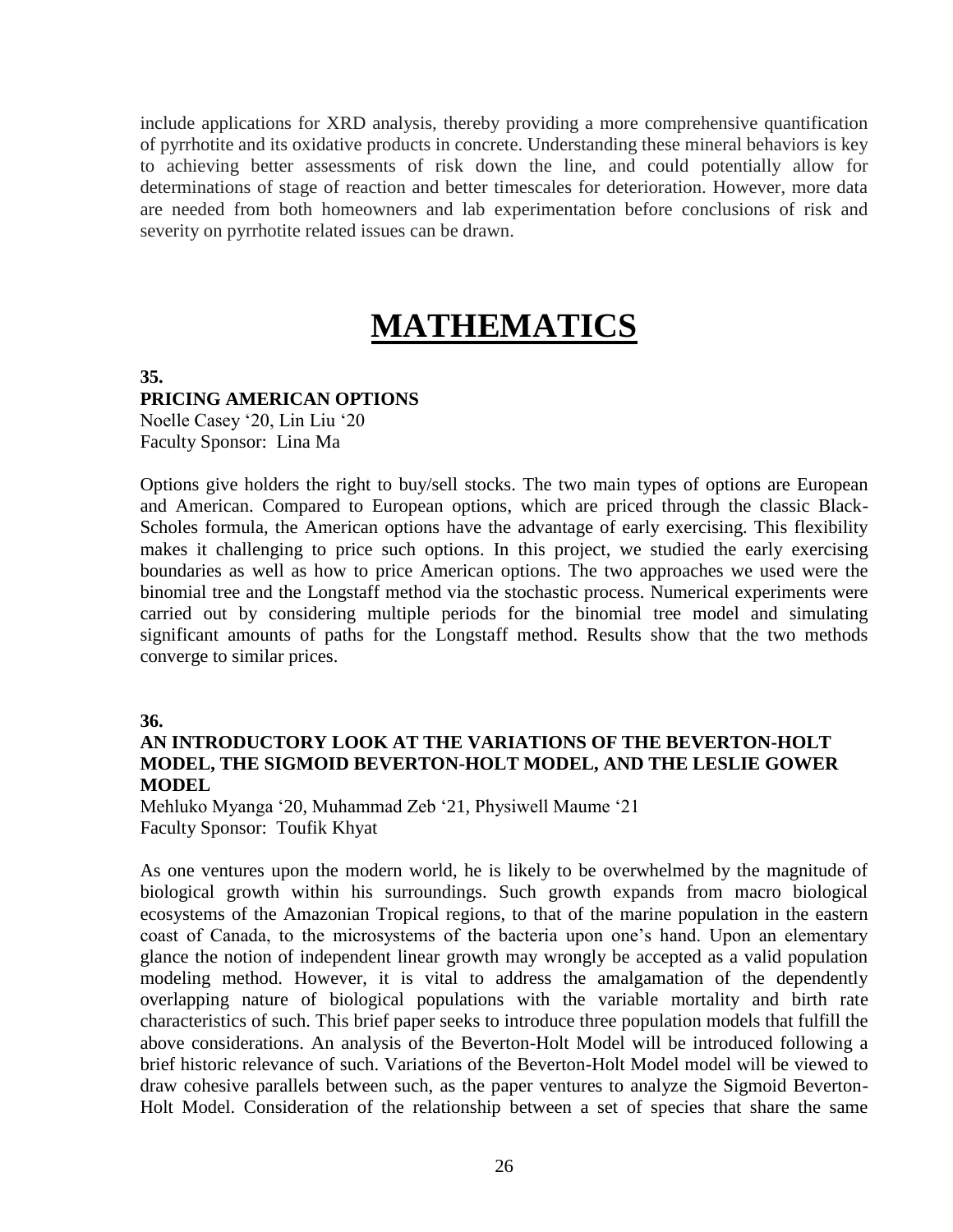include applications for XRD analysis, thereby providing a more comprehensive quantification of pyrrhotite and its oxidative products in concrete. Understanding these mineral behaviors is key to achieving better assessments of risk down the line, and could potentially allow for determinations of stage of reaction and better timescales for deterioration. However, more data are needed from both homeowners and lab experimentation before conclusions of risk and severity on pyrrhotite related issues can be drawn.

# MATHEMATICS

**35.**
**PRICING AMERICAN OPTIONS**
Noelle Casey '20, Lin Liu '20
Faculty Sponsor: Lina Ma

Options give holders the right to buy/sell stocks. The two main types of options are European and American. Compared to European options, which are priced through the classic Black-Scholes formula, the American options have the advantage of early exercising. This flexibility makes it challenging to price such options. In this project, we studied the early exercising boundaries as well as how to price American options. The two approaches we used were the binomial tree and the Longstaff method via the stochastic process. Numerical experiments were carried out by considering multiple periods for the binomial tree model and simulating significant amounts of paths for the Longstaff method. Results show that the two methods converge to similar prices.

**36.**
**AN INTRODUCTORY LOOK AT THE VARIATIONS OF THE BEVERTON-HOLT MODEL, THE SIGMOID BEVERTON-HOLT MODEL, AND THE LESLIE GOWER MODEL**
Mehluko Myanga '20, Muhammad Zeb '21, Physiwell Maume '21
Faculty Sponsor: Toufik Khyat

As one ventures upon the modern world, he is likely to be overwhelmed by the magnitude of biological growth within his surroundings. Such growth expands from macro biological ecosystems of the Amazonian Tropical regions, to that of the marine population in the eastern coast of Canada, to the microsystems of the bacteria upon one's hand. Upon an elementary glance the notion of independent linear growth may wrongly be accepted as a valid population modeling method. However, it is vital to address the amalgamation of the dependently overlapping nature of biological populations with the variable mortality and birth rate characteristics of such. This brief paper seeks to introduce three population models that fulfill the above considerations. An analysis of the Beverton-Holt Model will be introduced following a brief historic relevance of such. Variations of the Beverton-Holt Model model will be viewed to draw cohesive parallels between such, as the paper ventures to analyze the Sigmoid Beverton-Holt Model. Consideration of the relationship between a set of species that share the same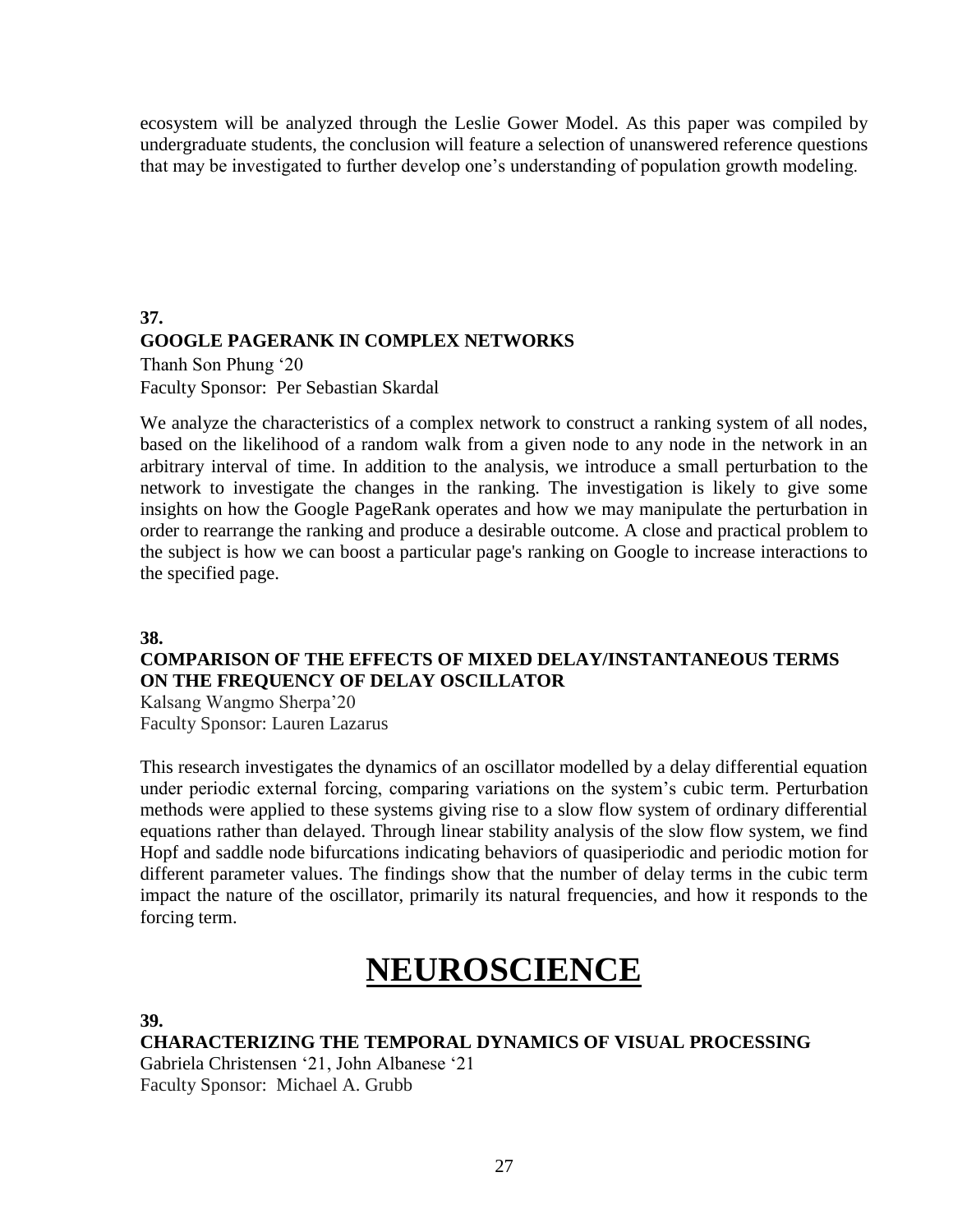ecosystem will be analyzed through the Leslie Gower Model. As this paper was compiled by undergraduate students, the conclusion will feature a selection of unanswered reference questions that may be investigated to further develop one's understanding of population growth modeling.

**37.**

**GOOGLE PAGERANK IN COMPLEX NETWORKS**

Thanh Son Phung '20
Faculty Sponsor: Per Sebastian Skardal

We analyze the characteristics of a complex network to construct a ranking system of all nodes, based on the likelihood of a random walk from a given node to any node in the network in an arbitrary interval of time. In addition to the analysis, we introduce a small perturbation to the network to investigate the changes in the ranking. The investigation is likely to give some insights on how the Google PageRank operates and how we may manipulate the perturbation in order to rearrange the ranking and produce a desirable outcome. A close and practical problem to the subject is how we can boost a particular page's ranking on Google to increase interactions to the specified page.

**38.**

**COMPARISON OF THE EFFECTS OF MIXED DELAY/INSTANTANEOUS TERMS ON THE FREQUENCY OF DELAY OSCILLATOR**

Kalsang Wangmo Sherpa'20
Faculty Sponsor: Lauren Lazarus

This research investigates the dynamics of an oscillator modelled by a delay differential equation under periodic external forcing, comparing variations on the system's cubic term. Perturbation methods were applied to these systems giving rise to a slow flow system of ordinary differential equations rather than delayed. Through linear stability analysis of the slow flow system, we find Hopf and saddle node bifurcations indicating behaviors of quasiperiodic and periodic motion for different parameter values. The findings show that the number of delay terms in the cubic term impact the nature of the oscillator, primarily its natural frequencies, and how it responds to the forcing term.

# NEUROSCIENCE

**39.**

**CHARACTERIZING THE TEMPORAL DYNAMICS OF VISUAL PROCESSING**

Gabriela Christensen '21, John Albanese '21
Faculty Sponsor: Michael A. Grubb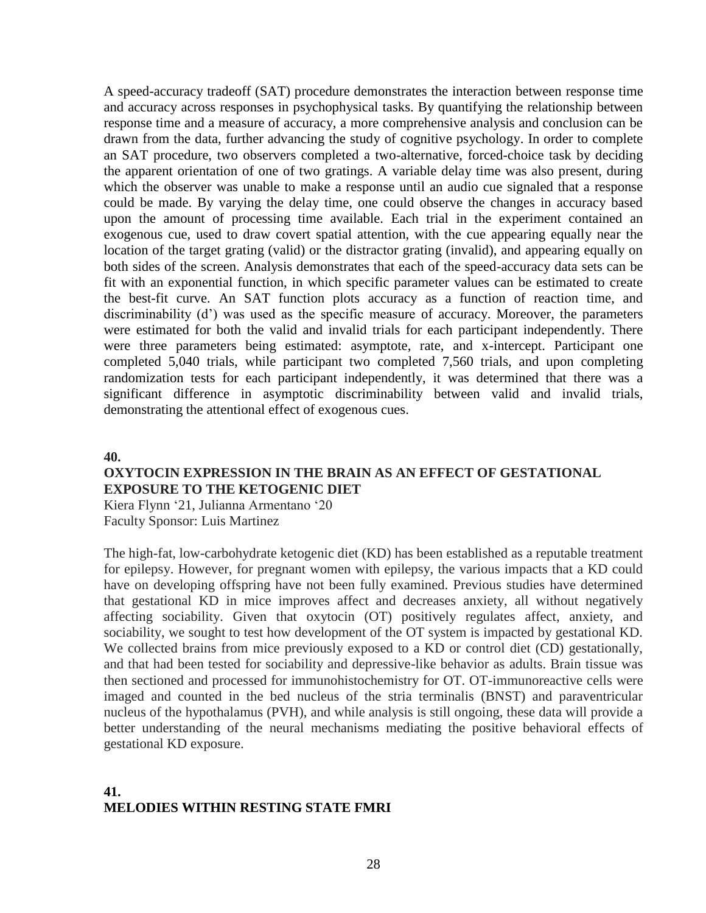A speed-accuracy tradeoff (SAT) procedure demonstrates the interaction between response time and accuracy across responses in psychophysical tasks. By quantifying the relationship between response time and a measure of accuracy, a more comprehensive analysis and conclusion can be drawn from the data, further advancing the study of cognitive psychology. In order to complete an SAT procedure, two observers completed a two-alternative, forced-choice task by deciding the apparent orientation of one of two gratings. A variable delay time was also present, during which the observer was unable to make a response until an audio cue signaled that a response could be made. By varying the delay time, one could observe the changes in accuracy based upon the amount of processing time available. Each trial in the experiment contained an exogenous cue, used to draw covert spatial attention, with the cue appearing equally near the location of the target grating (valid) or the distractor grating (invalid), and appearing equally on both sides of the screen. Analysis demonstrates that each of the speed-accuracy data sets can be fit with an exponential function, in which specific parameter values can be estimated to create the best-fit curve. An SAT function plots accuracy as a function of reaction time, and discriminability (d') was used as the specific measure of accuracy. Moreover, the parameters were estimated for both the valid and invalid trials for each participant independently. There were three parameters being estimated: asymptote, rate, and x-intercept. Participant one completed 5,040 trials, while participant two completed 7,560 trials, and upon completing randomization tests for each participant independently, it was determined that there was a significant difference in asymptotic discriminability between valid and invalid trials, demonstrating the attentional effect of exogenous cues.

**40.**

**OXYTOCIN EXPRESSION IN THE BRAIN AS AN EFFECT OF GESTATIONAL EXPOSURE TO THE KETOGENIC DIET**

Kiera Flynn '21, Julianna Armentano '20
Faculty Sponsor: Luis Martinez

The high-fat, low-carbohydrate ketogenic diet (KD) has been established as a reputable treatment for epilepsy. However, for pregnant women with epilepsy, the various impacts that a KD could have on developing offspring have not been fully examined. Previous studies have determined that gestational KD in mice improves affect and decreases anxiety, all without negatively affecting sociability. Given that oxytocin (OT) positively regulates affect, anxiety, and sociability, we sought to test how development of the OT system is impacted by gestational KD. We collected brains from mice previously exposed to a KD or control diet (CD) gestationally, and that had been tested for sociability and depressive-like behavior as adults. Brain tissue was then sectioned and processed for immunohistochemistry for OT. OT-immunoreactive cells were imaged and counted in the bed nucleus of the stria terminalis (BNST) and paraventricular nucleus of the hypothalamus (PVH), and while analysis is still ongoing, these data will provide a better understanding of the neural mechanisms mediating the positive behavioral effects of gestational KD exposure.

**41.**

**MELODIES WITHIN RESTING STATE FMRI**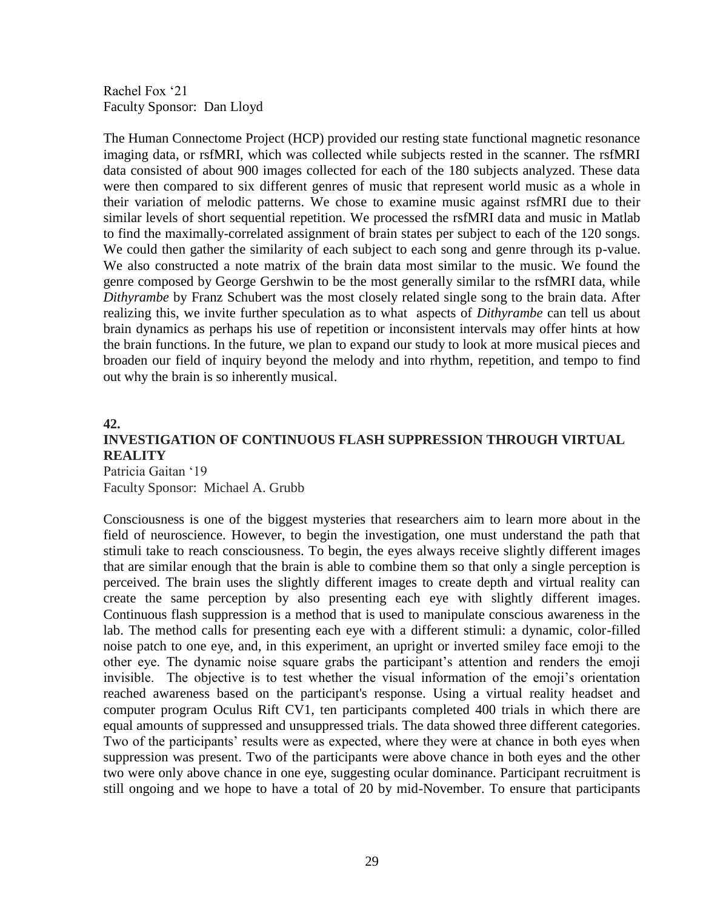Rachel Fox '21
Faculty Sponsor: Dan Lloyd

The Human Connectome Project (HCP) provided our resting state functional magnetic resonance imaging data, or rsfMRI, which was collected while subjects rested in the scanner. The rsfMRI data consisted of about 900 images collected for each of the 180 subjects analyzed. These data were then compared to six different genres of music that represent world music as a whole in their variation of melodic patterns. We chose to examine music against rsfMRI due to their similar levels of short sequential repetition. We processed the rsfMRI data and music in Matlab to find the maximally-correlated assignment of brain states per subject to each of the 120 songs. We could then gather the similarity of each subject to each song and genre through its p-value. We also constructed a note matrix of the brain data most similar to the music. We found the genre composed by George Gershwin to be the most generally similar to the rsfMRI data, while *Dithyrambe* by Franz Schubert was the most closely related single song to the brain data. After realizing this, we invite further speculation as to what aspects of *Dithyrambe* can tell us about brain dynamics as perhaps his use of repetition or inconsistent intervals may offer hints at how the brain functions. In the future, we plan to expand our study to look at more musical pieces and broaden our field of inquiry beyond the melody and into rhythm, repetition, and tempo to find out why the brain is so inherently musical.

**42.**

## INVESTIGATION OF CONTINUOUS FLASH SUPPRESSION THROUGH VIRTUAL REALITY

Patricia Gaitan '19
Faculty Sponsor: Michael A. Grubb

Consciousness is one of the biggest mysteries that researchers aim to learn more about in the field of neuroscience. However, to begin the investigation, one must understand the path that stimuli take to reach consciousness. To begin, the eyes always receive slightly different images that are similar enough that the brain is able to combine them so that only a single perception is perceived. The brain uses the slightly different images to create depth and virtual reality can create the same perception by also presenting each eye with slightly different images. Continuous flash suppression is a method that is used to manipulate conscious awareness in the lab. The method calls for presenting each eye with a different stimuli: a dynamic, color-filled noise patch to one eye, and, in this experiment, an upright or inverted smiley face emoji to the other eye. The dynamic noise square grabs the participant's attention and renders the emoji invisible. The objective is to test whether the visual information of the emoji's orientation reached awareness based on the participant's response. Using a virtual reality headset and computer program Oculus Rift CV1, ten participants completed 400 trials in which there are equal amounts of suppressed and unsuppressed trials. The data showed three different categories. Two of the participants' results were as expected, where they were at chance in both eyes when suppression was present. Two of the participants were above chance in both eyes and the other two were only above chance in one eye, suggesting ocular dominance. Participant recruitment is still ongoing and we hope to have a total of 20 by mid-November. To ensure that participants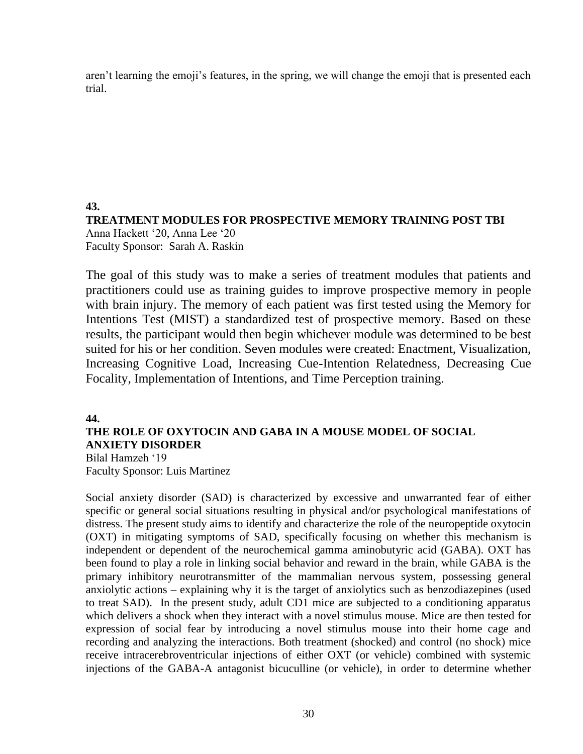aren't learning the emoji's features, in the spring, we will change the emoji that is presented each trial.

**43.**

**TREATMENT MODULES FOR PROSPECTIVE MEMORY TRAINING POST TBI**

Anna Hackett '20, Anna Lee '20
Faculty Sponsor: Sarah A. Raskin

The goal of this study was to make a series of treatment modules that patients and practitioners could use as training guides to improve prospective memory in people with brain injury. The memory of each patient was first tested using the Memory for Intentions Test (MIST) a standardized test of prospective memory. Based on these results, the participant would then begin whichever module was determined to be best suited for his or her condition. Seven modules were created: Enactment, Visualization, Increasing Cognitive Load, Increasing Cue-Intention Relatedness, Decreasing Cue Focality, Implementation of Intentions, and Time Perception training.

**44.**

**THE ROLE OF OXYTOCIN AND GABA IN A MOUSE MODEL OF SOCIAL ANXIETY DISORDER**

Bilal Hamzeh '19
Faculty Sponsor: Luis Martinez

Social anxiety disorder (SAD) is characterized by excessive and unwarranted fear of either specific or general social situations resulting in physical and/or psychological manifestations of distress. The present study aims to identify and characterize the role of the neuropeptide oxytocin (OXT) in mitigating symptoms of SAD, specifically focusing on whether this mechanism is independent or dependent of the neurochemical gamma aminobutyric acid (GABA). OXT has been found to play a role in linking social behavior and reward in the brain, while GABA is the primary inhibitory neurotransmitter of the mammalian nervous system, possessing general anxiolytic actions – explaining why it is the target of anxiolytics such as benzodiazepines (used to treat SAD). In the present study, adult CD1 mice are subjected to a conditioning apparatus which delivers a shock when they interact with a novel stimulus mouse. Mice are then tested for expression of social fear by introducing a novel stimulus mouse into their home cage and recording and analyzing the interactions. Both treatment (shocked) and control (no shock) mice receive intracerebroventricular injections of either OXT (or vehicle) combined with systemic injections of the GABA-A antagonist bicuculline (or vehicle), in order to determine whether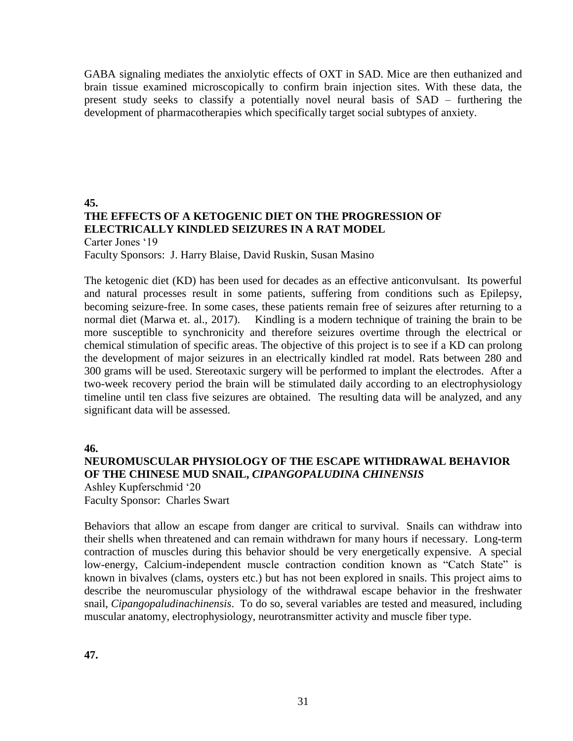GABA signaling mediates the anxiolytic effects of OXT in SAD. Mice are then euthanized and brain tissue examined microscopically to confirm brain injection sites. With these data, the present study seeks to classify a potentially novel neural basis of SAD – furthering the development of pharmacotherapies which specifically target social subtypes of anxiety.

**45.**

**THE EFFECTS OF A KETOGENIC DIET ON THE PROGRESSION OF ELECTRICALLY KINDLED SEIZURES IN A RAT MODEL**

Carter Jones '19

Faculty Sponsors: J. Harry Blaise, David Ruskin, Susan Masino

The ketogenic diet (KD) has been used for decades as an effective anticonvulsant. Its powerful and natural processes result in some patients, suffering from conditions such as Epilepsy, becoming seizure-free. In some cases, these patients remain free of seizures after returning to a normal diet (Marwa et. al., 2017). Kindling is a modern technique of training the brain to be more susceptible to synchronicity and therefore seizures overtime through the electrical or chemical stimulation of specific areas. The objective of this project is to see if a KD can prolong the development of major seizures in an electrically kindled rat model. Rats between 280 and 300 grams will be used. Stereotaxic surgery will be performed to implant the electrodes. After a two-week recovery period the brain will be stimulated daily according to an electrophysiology timeline until ten class five seizures are obtained. The resulting data will be analyzed, and any significant data will be assessed.

**46.**

**NEUROMUSCULAR PHYSIOLOGY OF THE ESCAPE WITHDRAWAL BEHAVIOR OF THE CHINESE MUD SNAIL, *CIPANGOPALUDINA CHINENSIS***

Ashley Kupferschmid '20

Faculty Sponsor: Charles Swart

Behaviors that allow an escape from danger are critical to survival. Snails can withdraw into their shells when threatened and can remain withdrawn for many hours if necessary. Long-term contraction of muscles during this behavior should be very energetically expensive. A special low-energy, Calcium-independent muscle contraction condition known as "Catch State" is known in bivalves (clams, oysters etc.) but has not been explored in snails. This project aims to describe the neuromuscular physiology of the withdrawal escape behavior in the freshwater snail, *Cipangopaludinachinensis*. To do so, several variables are tested and measured, including muscular anatomy, electrophysiology, neurotransmitter activity and muscle fiber type.

**47.**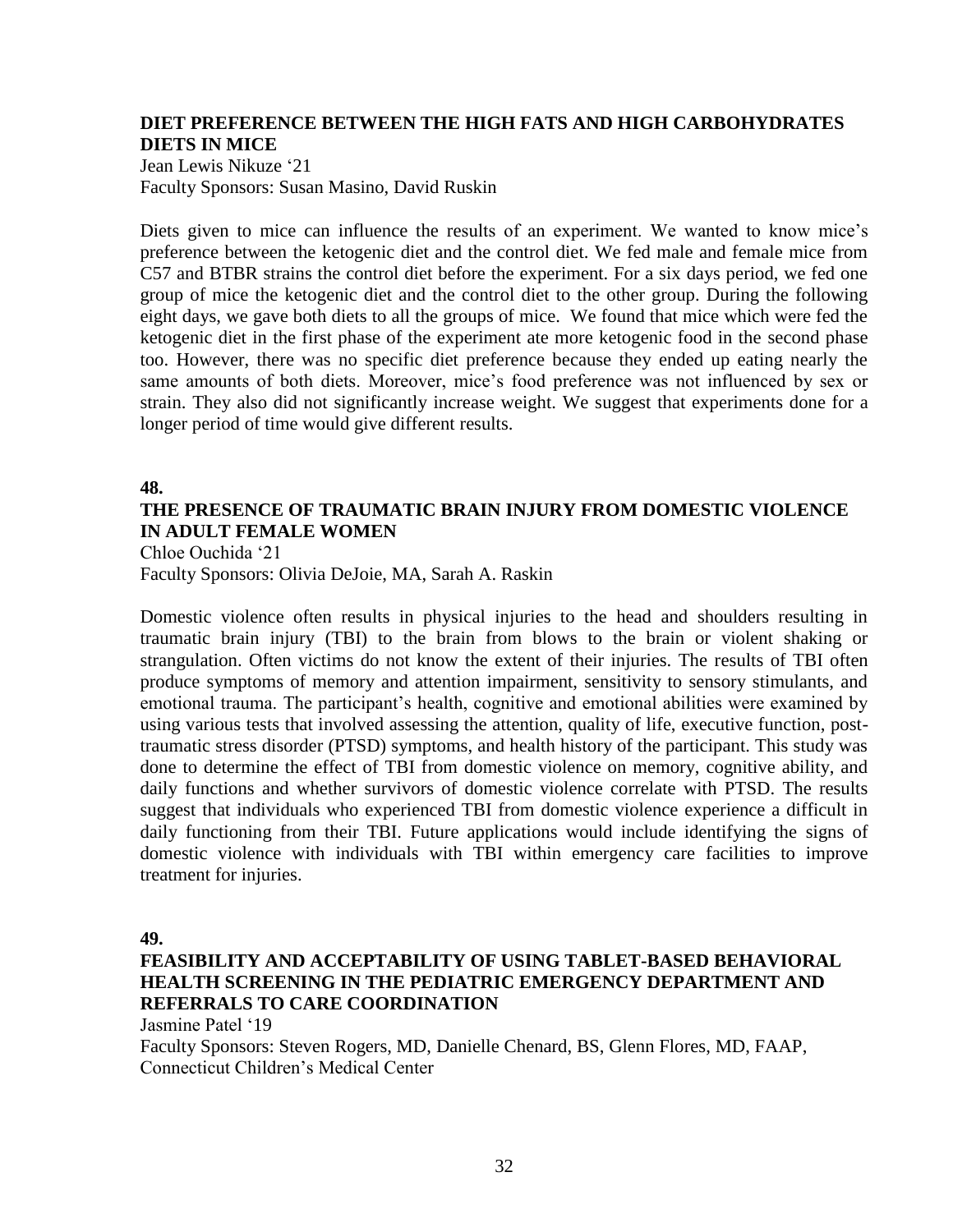### DIET PREFERENCE BETWEEN THE HIGH FATS AND HIGH CARBOHYDRATES DIETS IN MICE

Jean Lewis Nikuze '21
Faculty Sponsors: Susan Masino, David Ruskin

Diets given to mice can influence the results of an experiment. We wanted to know mice's preference between the ketogenic diet and the control diet. We fed male and female mice from C57 and BTBR strains the control diet before the experiment. For a six days period, we fed one group of mice the ketogenic diet and the control diet to the other group. During the following eight days, we gave both diets to all the groups of mice. We found that mice which were fed the ketogenic diet in the first phase of the experiment ate more ketogenic food in the second phase too. However, there was no specific diet preference because they ended up eating nearly the same amounts of both diets. Moreover, mice's food preference was not influenced by sex or strain. They also did not significantly increase weight. We suggest that experiments done for a longer period of time would give different results.

**48.**

### THE PRESENCE OF TRAUMATIC BRAIN INJURY FROM DOMESTIC VIOLENCE IN ADULT FEMALE WOMEN

Chloe Ouchida '21
Faculty Sponsors: Olivia DeJoie, MA, Sarah A. Raskin

Domestic violence often results in physical injuries to the head and shoulders resulting in traumatic brain injury (TBI) to the brain from blows to the brain or violent shaking or strangulation. Often victims do not know the extent of their injuries. The results of TBI often produce symptoms of memory and attention impairment, sensitivity to sensory stimulants, and emotional trauma. The participant's health, cognitive and emotional abilities were examined by using various tests that involved assessing the attention, quality of life, executive function, post-traumatic stress disorder (PTSD) symptoms, and health history of the participant. This study was done to determine the effect of TBI from domestic violence on memory, cognitive ability, and daily functions and whether survivors of domestic violence correlate with PTSD. The results suggest that individuals who experienced TBI from domestic violence experience a difficult in daily functioning from their TBI. Future applications would include identifying the signs of domestic violence with individuals with TBI within emergency care facilities to improve treatment for injuries.

**49.**

### FEASIBILITY AND ACCEPTABILITY OF USING TABLET-BASED BEHAVIORAL HEALTH SCREENING IN THE PEDIATRIC EMERGENCY DEPARTMENT AND REFERRALS TO CARE COORDINATION

Jasmine Patel '19
Faculty Sponsors: Steven Rogers, MD, Danielle Chenard, BS, Glenn Flores, MD, FAAP, Connecticut Children's Medical Center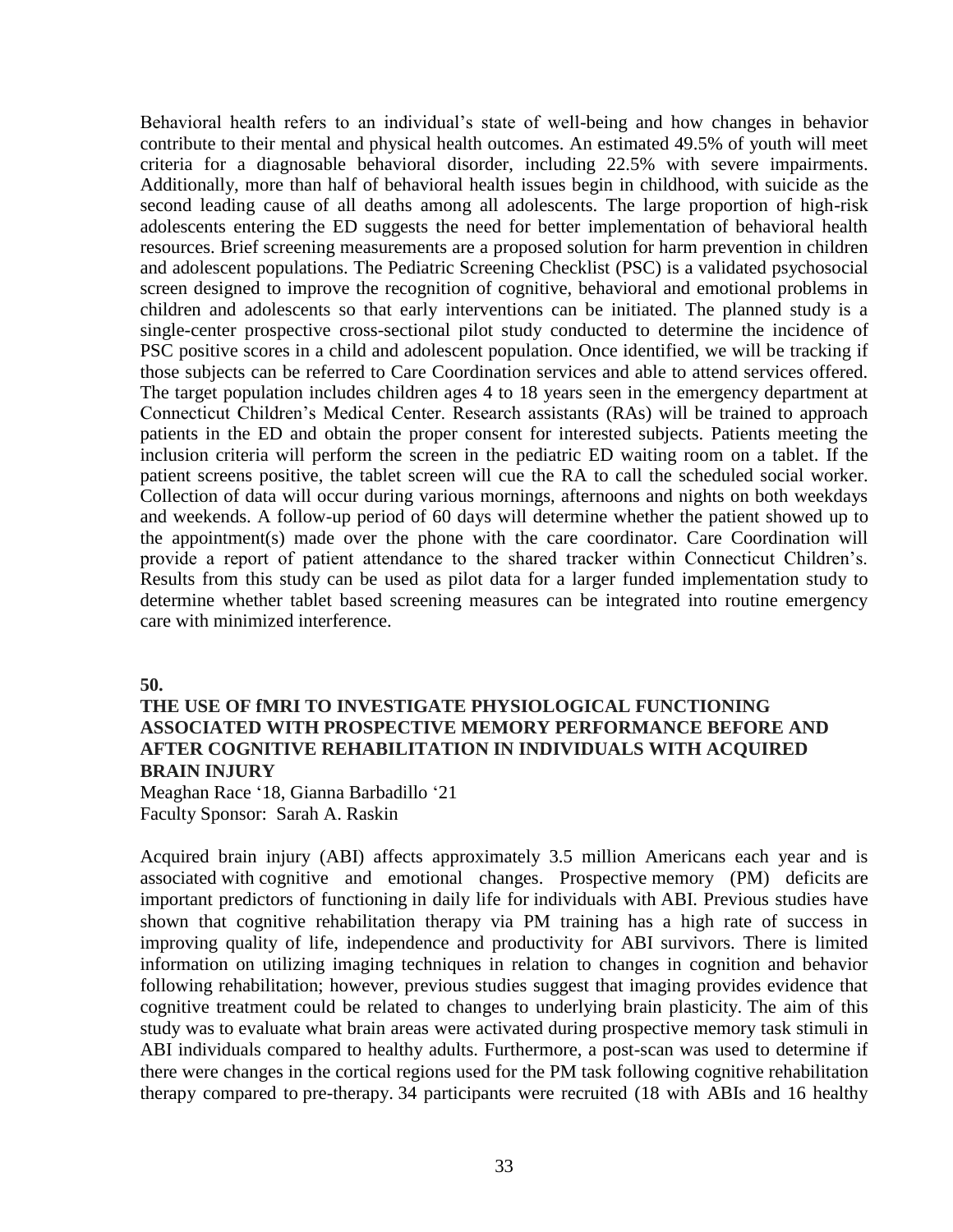Behavioral health refers to an individual's state of well-being and how changes in behavior contribute to their mental and physical health outcomes. An estimated 49.5% of youth will meet criteria for a diagnosable behavioral disorder, including 22.5% with severe impairments. Additionally, more than half of behavioral health issues begin in childhood, with suicide as the second leading cause of all deaths among all adolescents. The large proportion of high-risk adolescents entering the ED suggests the need for better implementation of behavioral health resources. Brief screening measurements are a proposed solution for harm prevention in children and adolescent populations. The Pediatric Screening Checklist (PSC) is a validated psychosocial screen designed to improve the recognition of cognitive, behavioral and emotional problems in children and adolescents so that early interventions can be initiated. The planned study is a single-center prospective cross-sectional pilot study conducted to determine the incidence of PSC positive scores in a child and adolescent population. Once identified, we will be tracking if those subjects can be referred to Care Coordination services and able to attend services offered. The target population includes children ages 4 to 18 years seen in the emergency department at Connecticut Children's Medical Center. Research assistants (RAs) will be trained to approach patients in the ED and obtain the proper consent for interested subjects. Patients meeting the inclusion criteria will perform the screen in the pediatric ED waiting room on a tablet. If the patient screens positive, the tablet screen will cue the RA to call the scheduled social worker. Collection of data will occur during various mornings, afternoons and nights on both weekdays and weekends. A follow-up period of 60 days will determine whether the patient showed up to the appointment(s) made over the phone with the care coordinator. Care Coordination will provide a report of patient attendance to the shared tracker within Connecticut Children's. Results from this study can be used as pilot data for a larger funded implementation study to determine whether tablet based screening measures can be integrated into routine emergency care with minimized interference.

**50.**

### THE USE OF fMRI TO INVESTIGATE PHYSIOLOGICAL FUNCTIONING ASSOCIATED WITH PROSPECTIVE MEMORY PERFORMANCE BEFORE AND AFTER COGNITIVE REHABILITATION IN INDIVIDUALS WITH ACQUIRED BRAIN INJURY

Meaghan Race '18, Gianna Barbadillo '21
Faculty Sponsor: Sarah A. Raskin

Acquired brain injury (ABI) affects approximately 3.5 million Americans each year and is associated with cognitive and emotional changes. Prospective memory (PM) deficits are important predictors of functioning in daily life for individuals with ABI. Previous studies have shown that cognitive rehabilitation therapy via PM training has a high rate of success in improving quality of life, independence and productivity for ABI survivors. There is limited information on utilizing imaging techniques in relation to changes in cognition and behavior following rehabilitation; however, previous studies suggest that imaging provides evidence that cognitive treatment could be related to changes to underlying brain plasticity. The aim of this study was to evaluate what brain areas were activated during prospective memory task stimuli in ABI individuals compared to healthy adults. Furthermore, a post-scan was used to determine if there were changes in the cortical regions used for the PM task following cognitive rehabilitation therapy compared to pre-therapy. 34 participants were recruited (18 with ABIs and 16 healthy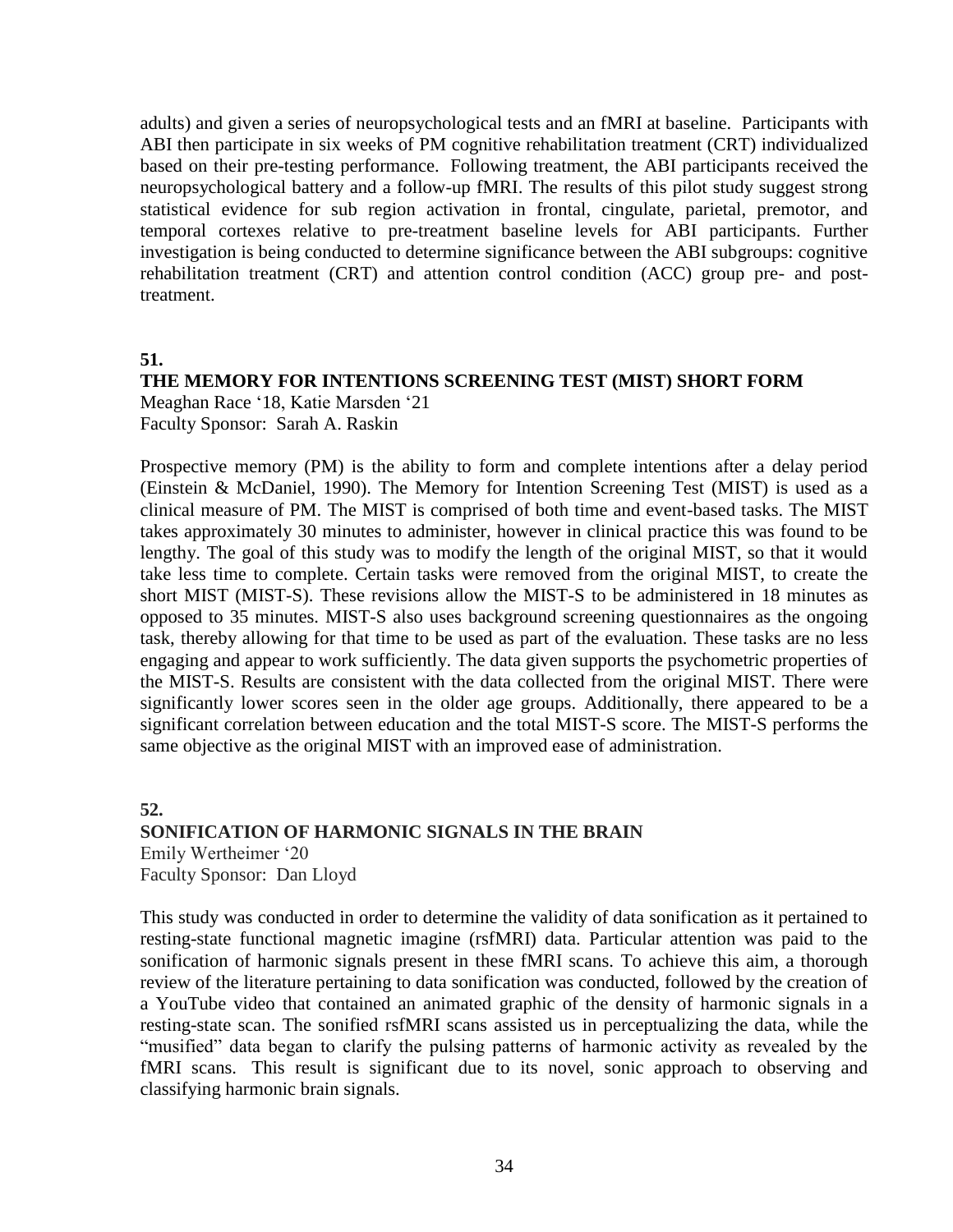adults) and given a series of neuropsychological tests and an fMRI at baseline. Participants with ABI then participate in six weeks of PM cognitive rehabilitation treatment (CRT) individualized based on their pre-testing performance. Following treatment, the ABI participants received the neuropsychological battery and a follow-up fMRI. The results of this pilot study suggest strong statistical evidence for sub region activation in frontal, cingulate, parietal, premotor, and temporal cortexes relative to pre-treatment baseline levels for ABI participants. Further investigation is being conducted to determine significance between the ABI subgroups: cognitive rehabilitation treatment (CRT) and attention control condition (ACC) group pre- and post-treatment.

**51.**

**THE MEMORY FOR INTENTIONS SCREENING TEST (MIST) SHORT FORM**

Meaghan Race '18, Katie Marsden '21
Faculty Sponsor: Sarah A. Raskin

Prospective memory (PM) is the ability to form and complete intentions after a delay period (Einstein & McDaniel, 1990). The Memory for Intention Screening Test (MIST) is used as a clinical measure of PM. The MIST is comprised of both time and event-based tasks. The MIST takes approximately 30 minutes to administer, however in clinical practice this was found to be lengthy. The goal of this study was to modify the length of the original MIST, so that it would take less time to complete. Certain tasks were removed from the original MIST, to create the short MIST (MIST-S). These revisions allow the MIST-S to be administered in 18 minutes as opposed to 35 minutes. MIST-S also uses background screening questionnaires as the ongoing task, thereby allowing for that time to be used as part of the evaluation. These tasks are no less engaging and appear to work sufficiently. The data given supports the psychometric properties of the MIST-S. Results are consistent with the data collected from the original MIST. There were significantly lower scores seen in the older age groups. Additionally, there appeared to be a significant correlation between education and the total MIST-S score. The MIST-S performs the same objective as the original MIST with an improved ease of administration.

**52.**

**SONIFICATION OF HARMONIC SIGNALS IN THE BRAIN**

Emily Wertheimer '20
Faculty Sponsor: Dan Lloyd

This study was conducted in order to determine the validity of data sonification as it pertained to resting-state functional magnetic imagine (rsfMRI) data. Particular attention was paid to the sonification of harmonic signals present in these fMRI scans. To achieve this aim, a thorough review of the literature pertaining to data sonification was conducted, followed by the creation of a YouTube video that contained an animated graphic of the density of harmonic signals in a resting-state scan. The sonified rsfMRI scans assisted us in perceptualizing the data, while the "musified" data began to clarify the pulsing patterns of harmonic activity as revealed by the fMRI scans. This result is significant due to its novel, sonic approach to observing and classifying harmonic brain signals.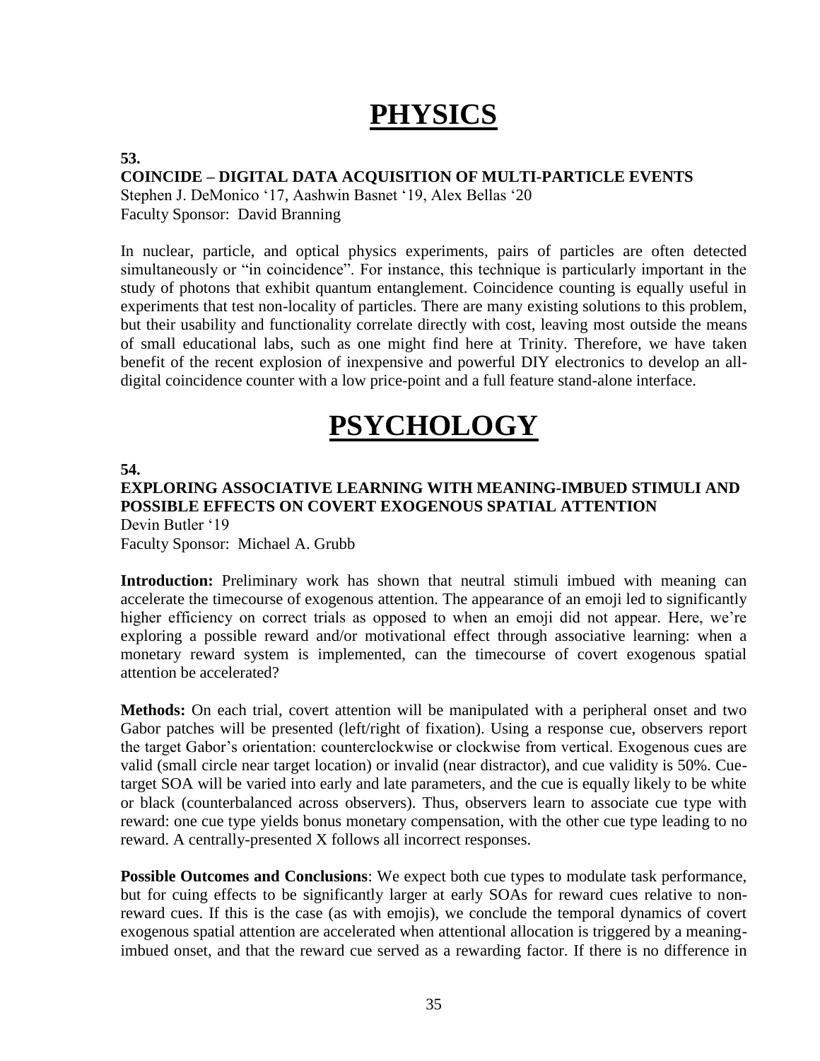# PHYSICS

**53.**

**COINCIDE – DIGITAL DATA ACQUISITION OF MULTI-PARTICLE EVENTS**

Stephen J. DeMonico '17, Aashwin Basnet '19, Alex Bellas '20

Faculty Sponsor: David Branning

In nuclear, particle, and optical physics experiments, pairs of particles are often detected simultaneously or "in coincidence". For instance, this technique is particularly important in the study of photons that exhibit quantum entanglement. Coincidence counting is equally useful in experiments that test non-locality of particles. There are many existing solutions to this problem, but their usability and functionality correlate directly with cost, leaving most outside the means of small educational labs, such as one might find here at Trinity. Therefore, we have taken benefit of the recent explosion of inexpensive and powerful DIY electronics to develop an all-digital coincidence counter with a low price-point and a full feature stand-alone interface.

# PSYCHOLOGY

**54.**

**EXPLORING ASSOCIATIVE LEARNING WITH MEANING-IMBUED STIMULI AND POSSIBLE EFFECTS ON COVERT EXOGENOUS SPATIAL ATTENTION**

Devin Butler '19

Faculty Sponsor: Michael A. Grubb

**Introduction:** Preliminary work has shown that neutral stimuli imbued with meaning can accelerate the timecourse of exogenous attention. The appearance of an emoji led to significantly higher efficiency on correct trials as opposed to when an emoji did not appear. Here, we're exploring a possible reward and/or motivational effect through associative learning: when a monetary reward system is implemented, can the timecourse of covert exogenous spatial attention be accelerated?

**Methods:** On each trial, covert attention will be manipulated with a peripheral onset and two Gabor patches will be presented (left/right of fixation). Using a response cue, observers report the target Gabor's orientation: counterclockwise or clockwise from vertical. Exogenous cues are valid (small circle near target location) or invalid (near distractor), and cue validity is 50%. Cue-target SOA will be varied into early and late parameters, and the cue is equally likely to be white or black (counterbalanced across observers). Thus, observers learn to associate cue type with reward: one cue type yields bonus monetary compensation, with the other cue type leading to no reward. A centrally-presented X follows all incorrect responses.

**Possible Outcomes and Conclusions**: We expect both cue types to modulate task performance, but for cuing effects to be significantly larger at early SOAs for reward cues relative to non-reward cues. If this is the case (as with emojis), we conclude the temporal dynamics of covert exogenous spatial attention are accelerated when attentional allocation is triggered by a meaning-imbued onset, and that the reward cue served as a rewarding factor. If there is no difference in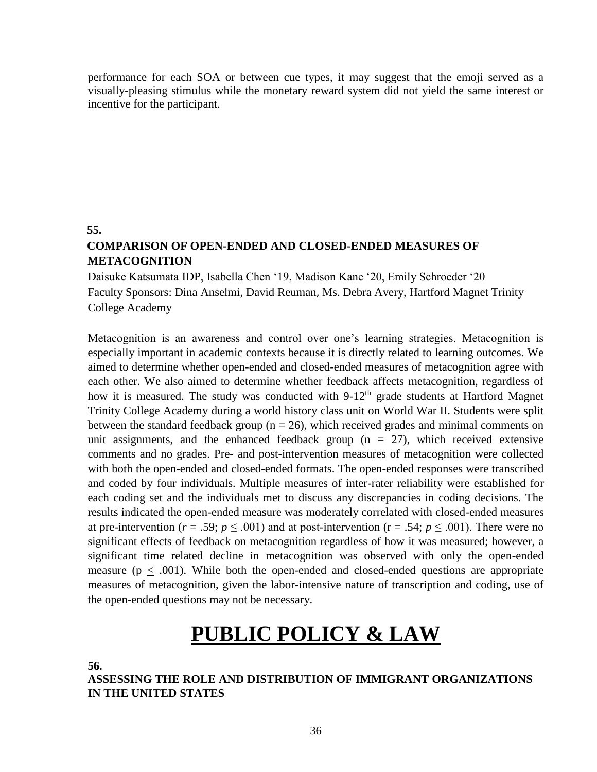performance for each SOA or between cue types, it may suggest that the emoji served as a visually-pleasing stimulus while the monetary reward system did not yield the same interest or incentive for the participant.

**55.**

### COMPARISON OF OPEN-ENDED AND CLOSED-ENDED MEASURES OF METACOGNITION

Daisuke Katsumata IDP, Isabella Chen '19, Madison Kane '20, Emily Schroeder '20
Faculty Sponsors: Dina Anselmi, David Reuman, Ms. Debra Avery, Hartford Magnet Trinity College Academy

Metacognition is an awareness and control over one's learning strategies. Metacognition is especially important in academic contexts because it is directly related to learning outcomes. We aimed to determine whether open-ended and closed-ended measures of metacognition agree with each other. We also aimed to determine whether feedback affects metacognition, regardless of how it is measured. The study was conducted with 9-12th grade students at Hartford Magnet Trinity College Academy during a world history class unit on World War II. Students were split between the standard feedback group ($n = 26$), which received grades and minimal comments on unit assignments, and the enhanced feedback group ($n = 27$), which received extensive comments and no grades. Pre- and post-intervention measures of metacognition were collected with both the open-ended and closed-ended formats. The open-ended responses were transcribed and coded by four individuals. Multiple measures of inter-rater reliability were established for each coding set and the individuals met to discuss any discrepancies in coding decisions. The results indicated the open-ended measure was moderately correlated with closed-ended measures at pre-intervention ($r = .59$; $p \leq .001$) and at post-intervention ($r = .54$; $p \leq .001$). There were no significant effects of feedback on metacognition regardless of how it was measured; however, a significant time related decline in metacognition was observed with only the open-ended measure ($p \leq .001$). While both the open-ended and closed-ended questions are appropriate measures of metacognition, given the labor-intensive nature of transcription and coding, use of the open-ended questions may not be necessary.

# PUBLIC POLICY & LAW

**56.**

### ASSESSING THE ROLE AND DISTRIBUTION OF IMMIGRANT ORGANIZATIONS IN THE UNITED STATES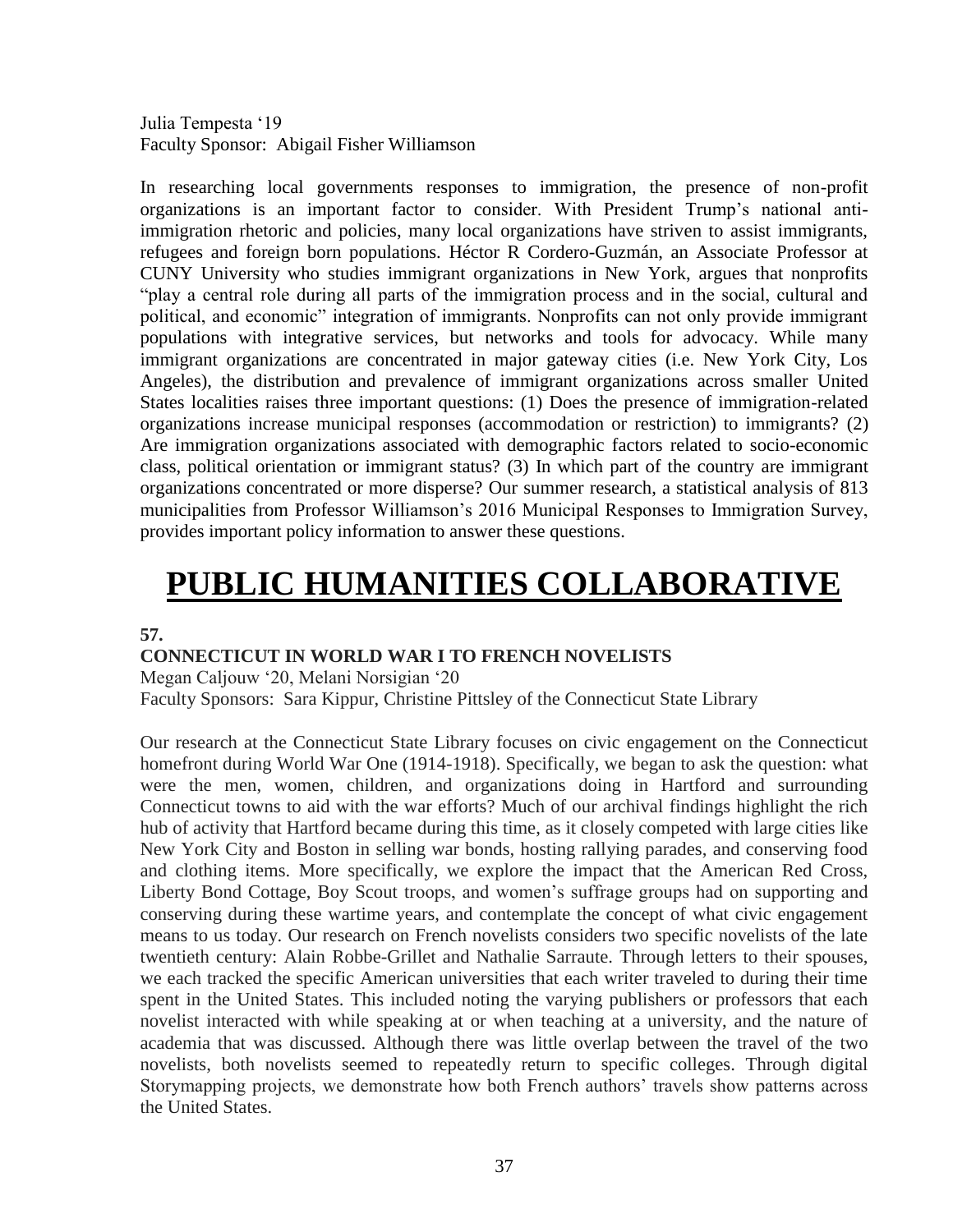Julia Tempesta '19
Faculty Sponsor: Abigail Fisher Williamson

In researching local governments responses to immigration, the presence of non-profit organizations is an important factor to consider. With President Trump's national anti-immigration rhetoric and policies, many local organizations have striven to assist immigrants, refugees and foreign born populations. Héctor R Cordero-Guzmán, an Associate Professor at CUNY University who studies immigrant organizations in New York, argues that nonprofits "play a central role during all parts of the immigration process and in the social, cultural and political, and economic" integration of immigrants. Nonprofits can not only provide immigrant populations with integrative services, but networks and tools for advocacy. While many immigrant organizations are concentrated in major gateway cities (i.e. New York City, Los Angeles), the distribution and prevalence of immigrant organizations across smaller United States localities raises three important questions: (1) Does the presence of immigration-related organizations increase municipal responses (accommodation or restriction) to immigrants? (2) Are immigration organizations associated with demographic factors related to socio-economic class, political orientation or immigrant status? (3) In which part of the country are immigrant organizations concentrated or more disperse? Our summer research, a statistical analysis of 813 municipalities from Professor Williamson's 2016 Municipal Responses to Immigration Survey, provides important policy information to answer these questions.

# PUBLIC HUMANITIES COLLABORATIVE

**57.**

**CONNECTICUT IN WORLD WAR I TO FRENCH NOVELISTS**

Megan Caljouw '20, Melani Norsigian '20
Faculty Sponsors: Sara Kippur, Christine Pittsley of the Connecticut State Library

Our research at the Connecticut State Library focuses on civic engagement on the Connecticut homefront during World War One (1914-1918). Specifically, we began to ask the question: what were the men, women, children, and organizations doing in Hartford and surrounding Connecticut towns to aid with the war efforts? Much of our archival findings highlight the rich hub of activity that Hartford became during this time, as it closely competed with large cities like New York City and Boston in selling war bonds, hosting rallying parades, and conserving food and clothing items. More specifically, we explore the impact that the American Red Cross, Liberty Bond Cottage, Boy Scout troops, and women's suffrage groups had on supporting and conserving during these wartime years, and contemplate the concept of what civic engagement means to us today. Our research on French novelists considers two specific novelists of the late twentieth century: Alain Robbe-Grillet and Nathalie Sarraute. Through letters to their spouses, we each tracked the specific American universities that each writer traveled to during their time spent in the United States. This included noting the varying publishers or professors that each novelist interacted with while speaking at or when teaching at a university, and the nature of academia that was discussed. Although there was little overlap between the travel of the two novelists, both novelists seemed to repeatedly return to specific colleges. Through digital Storymapping projects, we demonstrate how both French authors' travels show patterns across the United States.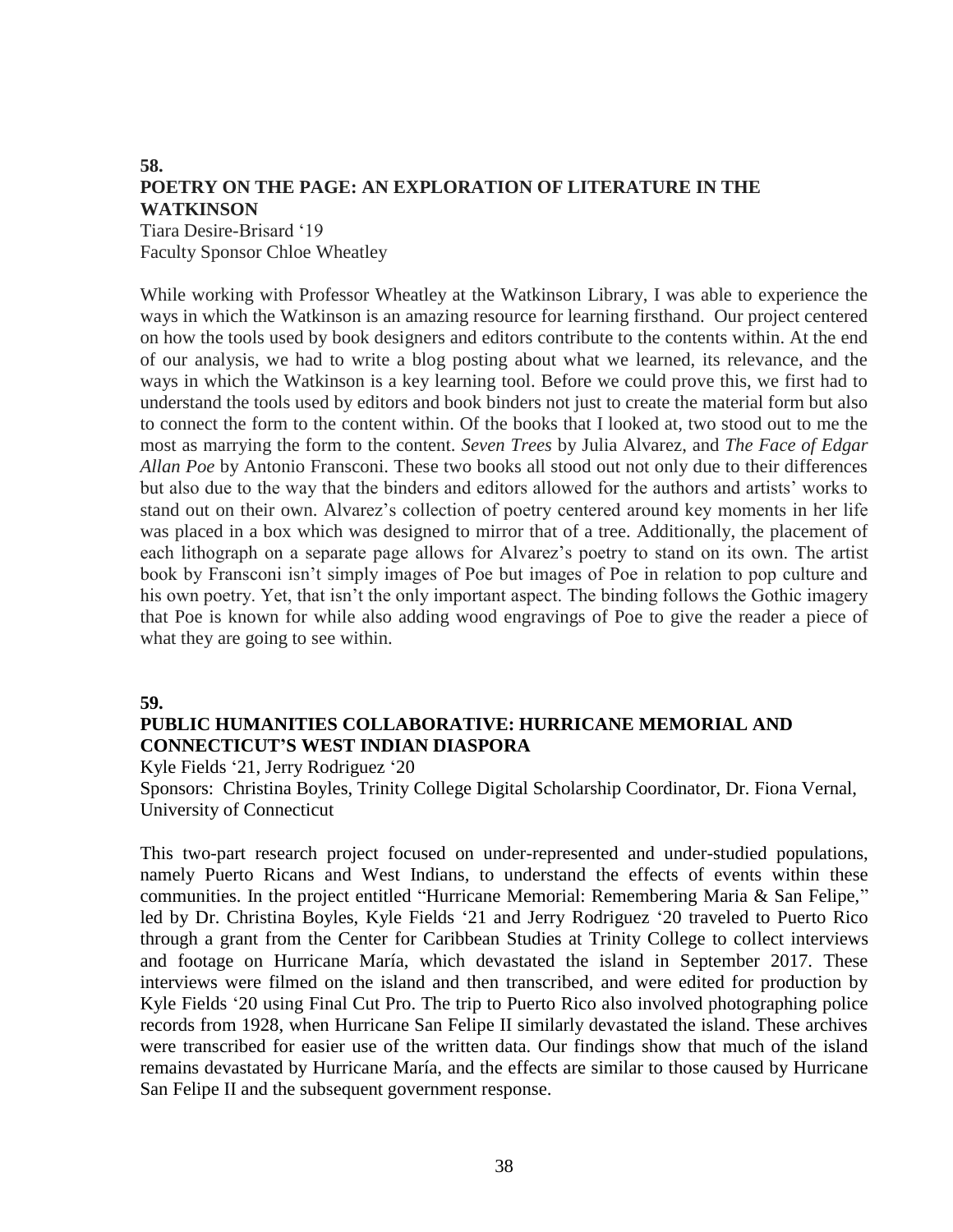**58.**
## POETRY ON THE PAGE: AN EXPLORATION OF LITERATURE IN THE WATKINSON

Tiara Desire-Brisard '19
Faculty Sponsor Chloe Wheatley

While working with Professor Wheatley at the Watkinson Library, I was able to experience the ways in which the Watkinson is an amazing resource for learning firsthand. Our project centered on how the tools used by book designers and editors contribute to the contents within. At the end of our analysis, we had to write a blog posting about what we learned, its relevance, and the ways in which the Watkinson is a key learning tool. Before we could prove this, we first had to understand the tools used by editors and book binders not just to create the material form but also to connect the form to the content within. Of the books that I looked at, two stood out to me the most as marrying the form to the content. *Seven Trees* by Julia Alvarez, and *The Face of Edgar Allan Poe* by Antonio Fransconi. These two books all stood out not only due to their differences but also due to the way that the binders and editors allowed for the authors and artists' works to stand out on their own. Alvarez's collection of poetry centered around key moments in her life was placed in a box which was designed to mirror that of a tree. Additionally, the placement of each lithograph on a separate page allows for Alvarez's poetry to stand on its own. The artist book by Fransconi isn't simply images of Poe but images of Poe in relation to pop culture and his own poetry. Yet, that isn't the only important aspect. The binding follows the Gothic imagery that Poe is known for while also adding wood engravings of Poe to give the reader a piece of what they are going to see within.

**59.**
## PUBLIC HUMANITIES COLLABORATIVE: HURRICANE MEMORIAL AND CONNECTICUT'S WEST INDIAN DIASPORA

Kyle Fields '21, Jerry Rodriguez '20
Sponsors: Christina Boyles, Trinity College Digital Scholarship Coordinator, Dr. Fiona Vernal, University of Connecticut

This two-part research project focused on under-represented and under-studied populations, namely Puerto Ricans and West Indians, to understand the effects of events within these communities. In the project entitled "Hurricane Memorial: Remembering Maria & San Felipe," led by Dr. Christina Boyles, Kyle Fields '21 and Jerry Rodriguez '20 traveled to Puerto Rico through a grant from the Center for Caribbean Studies at Trinity College to collect interviews and footage on Hurricane María, which devastated the island in September 2017. These interviews were filmed on the island and then transcribed, and were edited for production by Kyle Fields '20 using Final Cut Pro. The trip to Puerto Rico also involved photographing police records from 1928, when Hurricane San Felipe II similarly devastated the island. These archives were transcribed for easier use of the written data. Our findings show that much of the island remains devastated by Hurricane María, and the effects are similar to those caused by Hurricane San Felipe II and the subsequent government response.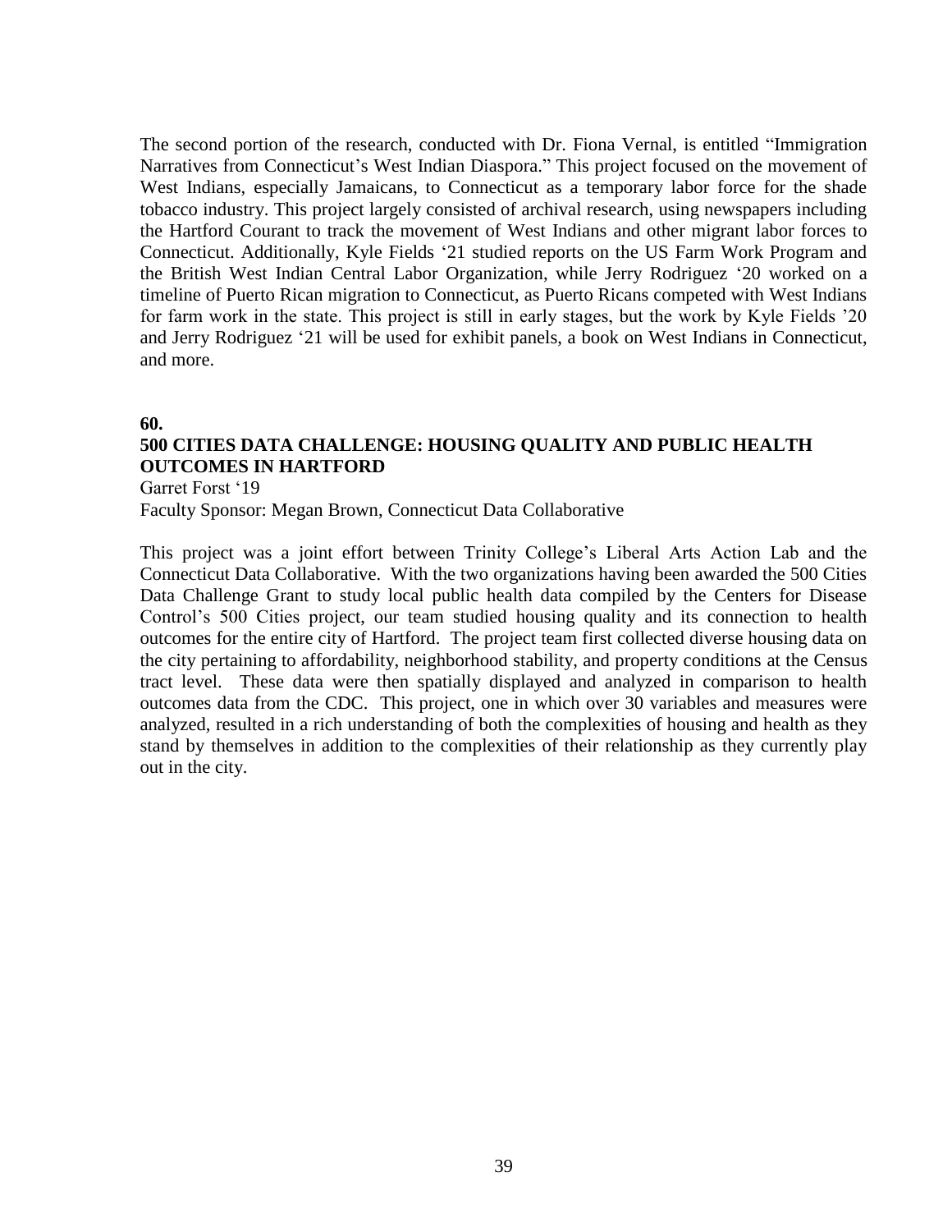The second portion of the research, conducted with Dr. Fiona Vernal, is entitled "Immigration Narratives from Connecticut's West Indian Diaspora." This project focused on the movement of West Indians, especially Jamaicans, to Connecticut as a temporary labor force for the shade tobacco industry. This project largely consisted of archival research, using newspapers including the Hartford Courant to track the movement of West Indians and other migrant labor forces to Connecticut. Additionally, Kyle Fields '21 studied reports on the US Farm Work Program and the British West Indian Central Labor Organization, while Jerry Rodriguez '20 worked on a timeline of Puerto Rican migration to Connecticut, as Puerto Ricans competed with West Indians for farm work in the state. This project is still in early stages, but the work by Kyle Fields '20 and Jerry Rodriguez '21 will be used for exhibit panels, a book on West Indians in Connecticut, and more.

**60.**

## 500 CITIES DATA CHALLENGE: HOUSING QUALITY AND PUBLIC HEALTH OUTCOMES IN HARTFORD

Garret Forst '19

Faculty Sponsor: Megan Brown, Connecticut Data Collaborative

This project was a joint effort between Trinity College's Liberal Arts Action Lab and the Connecticut Data Collaborative. With the two organizations having been awarded the 500 Cities Data Challenge Grant to study local public health data compiled by the Centers for Disease Control's 500 Cities project, our team studied housing quality and its connection to health outcomes for the entire city of Hartford. The project team first collected diverse housing data on the city pertaining to affordability, neighborhood stability, and property conditions at the Census tract level. These data were then spatially displayed and analyzed in comparison to health outcomes data from the CDC. This project, one in which over 30 variables and measures were analyzed, resulted in a rich understanding of both the complexities of housing and health as they stand by themselves in addition to the complexities of their relationship as they currently play out in the city.